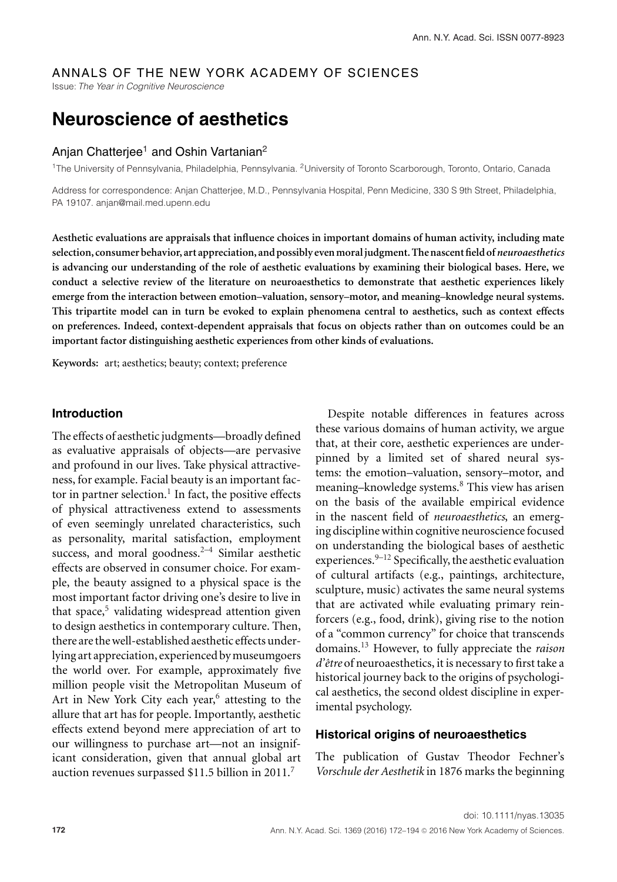ANNALS OF THE NEW YORK ACADEMY OF SCIENCES

Issue: *The Year in Cognitive Neuroscience*

# Neuroscience of aesthetics

Anjan Chatterjee[1] and Oshin Vartanian[2]

[1]The University of Pennsylvania, Philadelphia, Pennsylvania. [2]University of Toronto Scarborough, Toronto, Ontario, Canada

Address for correspondence: Anjan Chatterjee, M.D., Pennsylvania Hospital, Penn Medicine, 330 S 9th Street, Philadelphia, PA 19107. anjan@mail.med.upenn.edu

**Aesthetic evaluations are appraisals that influence choices in important domains of human activity, including mate selection, consumer behavior, art appreciation, and possibly even moral judgment. The nascent field of *neuroaesthetics* is advancing our understanding of the role of aesthetic evaluations by examining their biological bases. Here, we conduct a selective review of the literature on neuroaesthetics to demonstrate that aesthetic experiences likely emerge from the interaction between emotion–valuation, sensory–motor, and meaning–knowledge neural systems. This tripartite model can in turn be evoked to explain phenomena central to aesthetics, such as context effects on preferences. Indeed, context-dependent appraisals that focus on objects rather than on outcomes could be an important factor distinguishing aesthetic experiences from other kinds of evaluations.**

**Keywords:** art; aesthetics; beauty; context; preference

## Introduction

The effects of aesthetic judgments—broadly defined as evaluative appraisals of objects—are pervasive and profound in our lives. Take physical attractiveness, for example. Facial beauty is an important factor in partner selection.[1] In fact, the positive effects of physical attractiveness extend to assessments of even seemingly unrelated characteristics, such as personality, marital satisfaction, employment success, and moral goodness.[2–4] Similar aesthetic effects are observed in consumer choice. For example, the beauty assigned to a physical space is the most important factor driving one's desire to live in that space,[5] validating widespread attention given to design aesthetics in contemporary culture. Then, there are the well-established aesthetic effects underlying art appreciation, experienced by museumgoers the world over. For example, approximately five million people visit the Metropolitan Museum of Art in New York City each year,[6] attesting to the allure that art has for people. Importantly, aesthetic effects extend beyond mere appreciation of art to our willingness to purchase art—not an insignificant consideration, given that annual global art auction revenues surpassed $11.5 billion in 2011.[7]

Despite notable differences in features across these various domains of human activity, we argue that, at their core, aesthetic experiences are underpinned by a limited set of shared neural systems: the emotion–valuation, sensory–motor, and meaning–knowledge systems.[8] This view has arisen on the basis of the available empirical evidence in the nascent field of *neuroaesthetics*, an emerging discipline within cognitive neuroscience focused on understanding the biological bases of aesthetic experiences.[9–12] Specifically, the aesthetic evaluation of cultural artifacts (e.g., paintings, architecture, sculpture, music) activates the same neural systems that are activated while evaluating primary reinforcers (e.g., food, drink), giving rise to the notion of a "common currency" for choice that transcends domains.[13] However, to fully appreciate the *raison d'être* of neuroaesthetics, it is necessary to first take a historical journey back to the origins of psychological aesthetics, the second oldest discipline in experimental psychology.

## Historical origins of neuroaesthetics

The publication of Gustav Theodor Fechner's *Vorschule der Aesthetik* in 1876 marks the beginning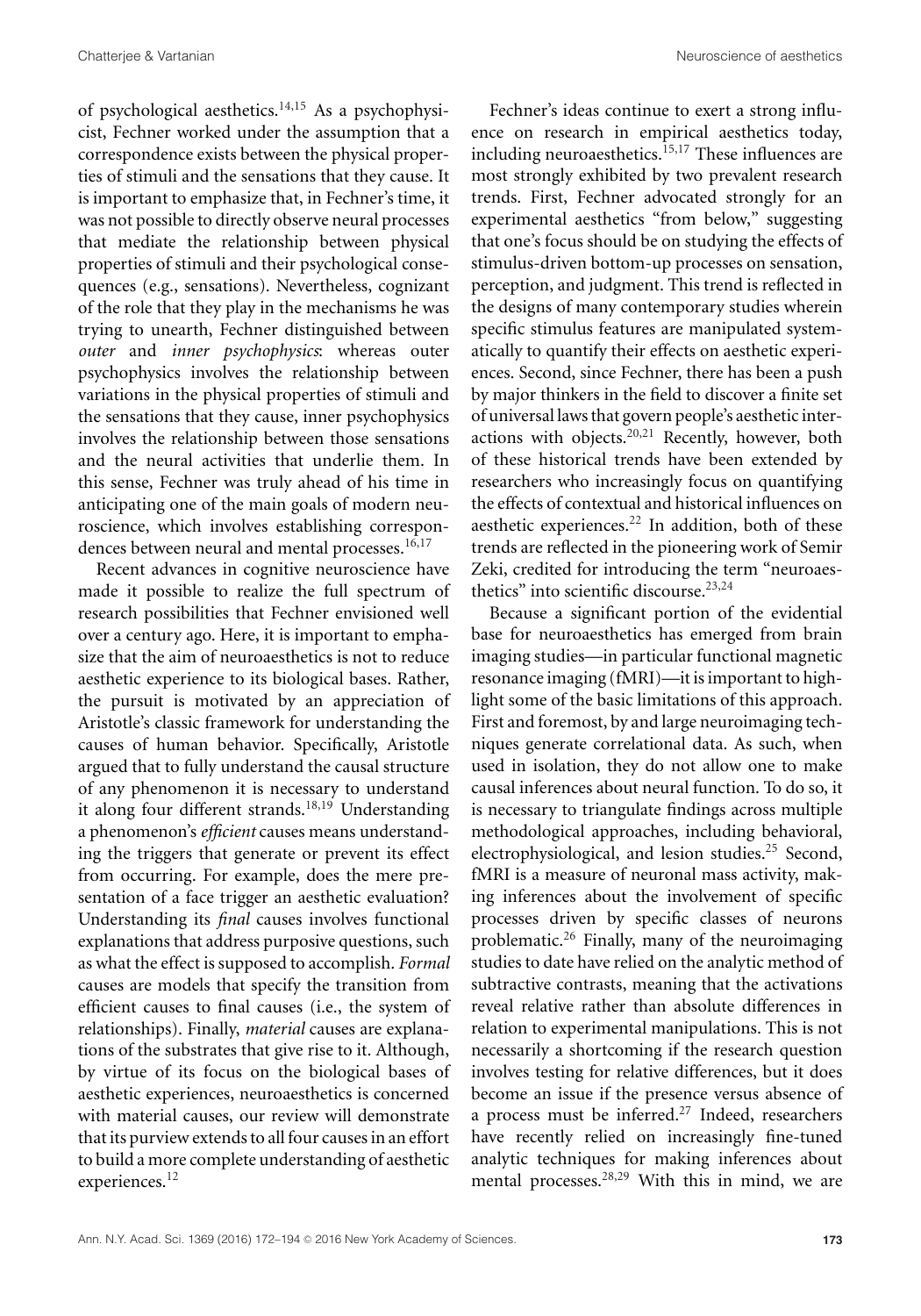of psychological aesthetics.[14,15] As a psychophysicist, Fechner worked under the assumption that a correspondence exists between the physical properties of stimuli and the sensations that they cause. It is important to emphasize that, in Fechner's time, it was not possible to directly observe neural processes that mediate the relationship between physical properties of stimuli and their psychological consequences (e.g., sensations). Nevertheless, cognizant of the role that they play in the mechanisms he was trying to unearth, Fechner distinguished between *outer* and *inner psychophysics*: whereas outer psychophysics involves the relationship between variations in the physical properties of stimuli and the sensations that they cause, inner psychophysics involves the relationship between those sensations and the neural activities that underlie them. In this sense, Fechner was truly ahead of his time in anticipating one of the main goals of modern neuroscience, which involves establishing correspondences between neural and mental processes.[16,17]

Recent advances in cognitive neuroscience have made it possible to realize the full spectrum of research possibilities that Fechner envisioned well over a century ago. Here, it is important to emphasize that the aim of neuroaesthetics is not to reduce aesthetic experience to its biological bases. Rather, the pursuit is motivated by an appreciation of Aristotle's classic framework for understanding the causes of human behavior. Specifically, Aristotle argued that to fully understand the causal structure of any phenomenon it is necessary to understand it along four different strands.[18,19] Understanding a phenomenon's *efficient* causes means understanding the triggers that generate or prevent its effect from occurring. For example, does the mere presentation of a face trigger an aesthetic evaluation? Understanding its *final* causes involves functional explanations that address purposive questions, such as what the effect is supposed to accomplish. *Formal* causes are models that specify the transition from efficient causes to final causes (i.e., the system of relationships). Finally, *material* causes are explanations of the substrates that give rise to it. Although, by virtue of its focus on the biological bases of aesthetic experiences, neuroaesthetics is concerned with material causes, our review will demonstrate that its purview extends to all four causes in an effort to build a more complete understanding of aesthetic experiences.[12]

Fechner's ideas continue to exert a strong influence on research in empirical aesthetics today, including neuroaesthetics.[15,17] These influences are most strongly exhibited by two prevalent research trends. First, Fechner advocated strongly for an experimental aesthetics "from below," suggesting that one's focus should be on studying the effects of stimulus-driven bottom-up processes on sensation, perception, and judgment. This trend is reflected in the designs of many contemporary studies wherein specific stimulus features are manipulated systematically to quantify their effects on aesthetic experiences. Second, since Fechner, there has been a push by major thinkers in the field to discover a finite set of universal laws that govern people's aesthetic interactions with objects.[20,21] Recently, however, both of these historical trends have been extended by researchers who increasingly focus on quantifying the effects of contextual and historical influences on aesthetic experiences.[22] In addition, both of these trends are reflected in the pioneering work of Semir Zeki, credited for introducing the term "neuroaesthetics" into scientific discourse.[23,24]

Because a significant portion of the evidential base for neuroaesthetics has emerged from brain imaging studies—in particular functional magnetic resonance imaging (fMRI)—it is important to highlight some of the basic limitations of this approach. First and foremost, by and large neuroimaging techniques generate correlational data. As such, when used in isolation, they do not allow one to make causal inferences about neural function. To do so, it is necessary to triangulate findings across multiple methodological approaches, including behavioral, electrophysiological, and lesion studies.[25] Second, fMRI is a measure of neuronal mass activity, making inferences about the involvement of specific processes driven by specific classes of neurons problematic.[26] Finally, many of the neuroimaging studies to date have relied on the analytic method of subtractive contrasts, meaning that the activations reveal relative rather than absolute differences in relation to experimental manipulations. This is not necessarily a shortcoming if the research question involves testing for relative differences, but it does become an issue if the presence versus absence of a process must be inferred.[27] Indeed, researchers have recently relied on increasingly fine-tuned analytic techniques for making inferences about mental processes.[28,29] With this in mind, we are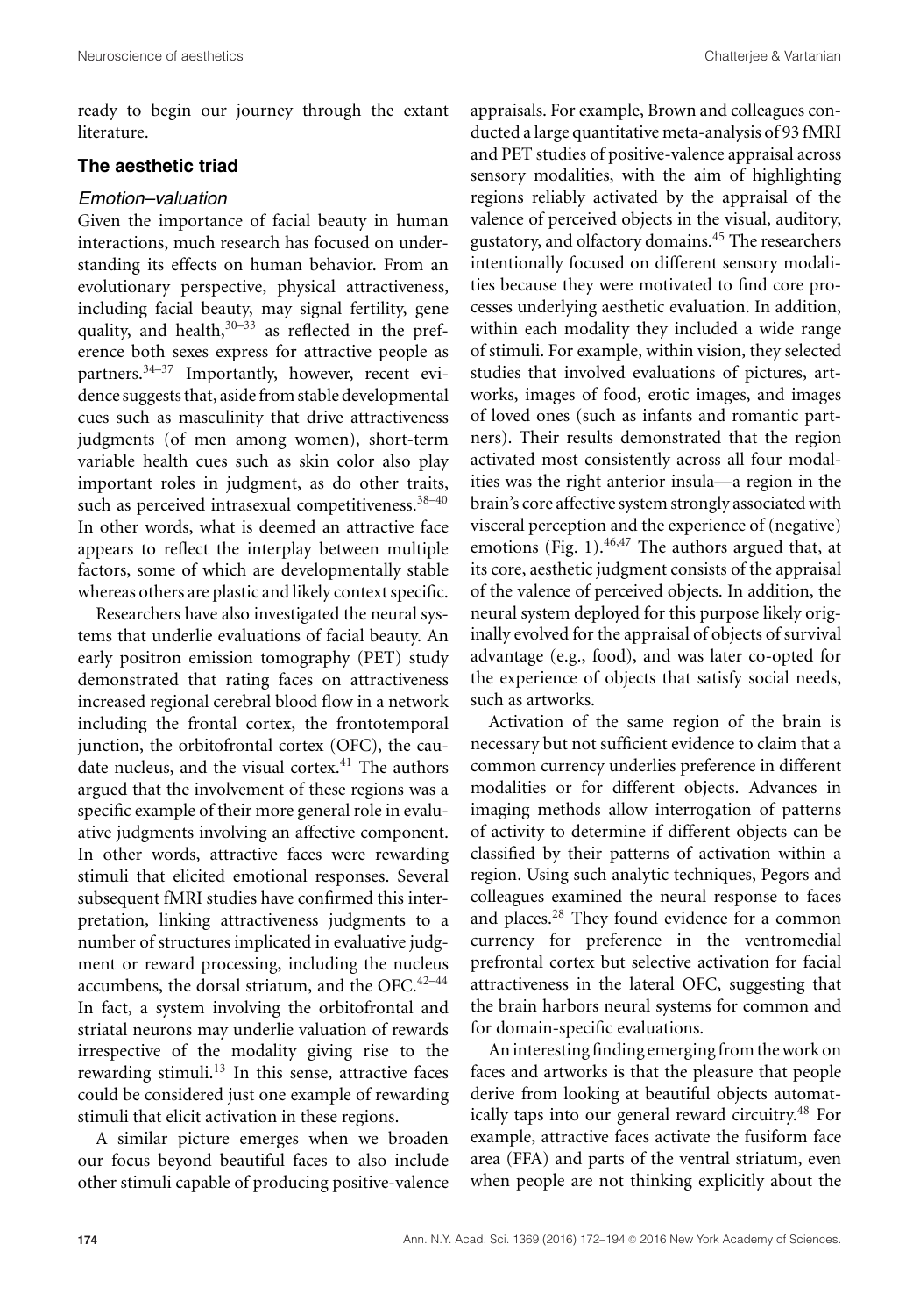ready to begin our journey through the extant literature.

## The aesthetic triad

### *Emotion–valuation*

Given the importance of facial beauty in human interactions, much research has focused on understanding its effects on human behavior. From an evolutionary perspective, physical attractiveness, including facial beauty, may signal fertility, gene quality, and health,[30–33] as reflected in the preference both sexes express for attractive people as partners.[34–37] Importantly, however, recent evidence suggests that, aside from stable developmental cues such as masculinity that drive attractiveness judgments (of men among women), short-term variable health cues such as skin color also play important roles in judgment, as do other traits, such as perceived intrasexual competitiveness.[38–40] In other words, what is deemed an attractive face appears to reflect the interplay between multiple factors, some of which are developmentally stable whereas others are plastic and likely context specific.

Researchers have also investigated the neural systems that underlie evaluations of facial beauty. An early positron emission tomography (PET) study demonstrated that rating faces on attractiveness increased regional cerebral blood flow in a network including the frontal cortex, the frontotemporal junction, the orbitofrontal cortex (OFC), the caudate nucleus, and the visual cortex.[41] The authors argued that the involvement of these regions was a specific example of their more general role in evaluative judgments involving an affective component. In other words, attractive faces were rewarding stimuli that elicited emotional responses. Several subsequent fMRI studies have confirmed this interpretation, linking attractiveness judgments to a number of structures implicated in evaluative judgment or reward processing, including the nucleus accumbens, the dorsal striatum, and the OFC.[42–44] In fact, a system involving the orbitofrontal and striatal neurons may underlie valuation of rewards irrespective of the modality giving rise to the rewarding stimuli.[13] In this sense, attractive faces could be considered just one example of rewarding stimuli that elicit activation in these regions.

A similar picture emerges when we broaden our focus beyond beautiful faces to also include other stimuli capable of producing positive-valence appraisals. For example, Brown and colleagues conducted a large quantitative meta-analysis of 93 fMRI and PET studies of positive-valence appraisal across sensory modalities, with the aim of highlighting regions reliably activated by the appraisal of the valence of perceived objects in the visual, auditory, gustatory, and olfactory domains.[45] The researchers intentionally focused on different sensory modalities because they were motivated to find core processes underlying aesthetic evaluation. In addition, within each modality they included a wide range of stimuli. For example, within vision, they selected studies that involved evaluations of pictures, artworks, images of food, erotic images, and images of loved ones (such as infants and romantic partners). Their results demonstrated that the region activated most consistently across all four modalities was the right anterior insula—a region in the brain's core affective system strongly associated with visceral perception and the experience of (negative) emotions (Fig. 1).[46,47] The authors argued that, at its core, aesthetic judgment consists of the appraisal of the valence of perceived objects. In addition, the neural system deployed for this purpose likely originally evolved for the appraisal of objects of survival advantage (e.g., food), and was later co-opted for the experience of objects that satisfy social needs, such as artworks.

Activation of the same region of the brain is necessary but not sufficient evidence to claim that a common currency underlies preference in different modalities or for different objects. Advances in imaging methods allow interrogation of patterns of activity to determine if different objects can be classified by their patterns of activation within a region. Using such analytic techniques, Pegors and colleagues examined the neural response to faces and places.[28] They found evidence for a common currency for preference in the ventromedial prefrontal cortex but selective activation for facial attractiveness in the lateral OFC, suggesting that the brain harbors neural systems for common and for domain-specific evaluations.

An interesting finding emerging from the work on faces and artworks is that the pleasure that people derive from looking at beautiful objects automatically taps into our general reward circuitry.[48] For example, attractive faces activate the fusiform face area (FFA) and parts of the ventral striatum, even when people are not thinking explicitly about the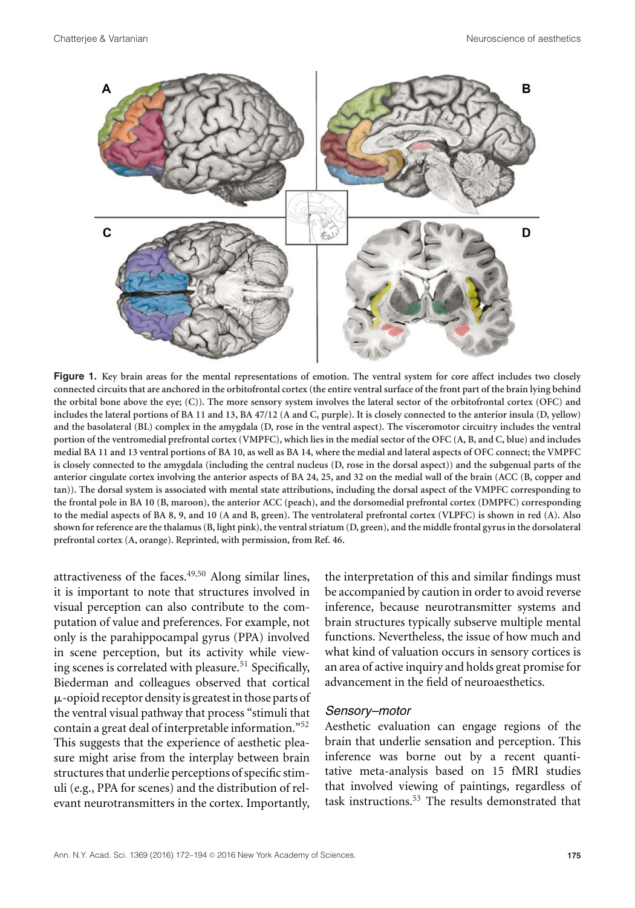**Figure 1.** Key brain areas for the mental representations of emotion. The ventral system for core affect includes two closely connected circuits that are anchored in the orbitofrontal cortex (the entire ventral surface of the front part of the brain lying behind the orbital bone above the eye; (C)). The more sensory system involves the lateral sector of the orbitofrontal cortex (OFC) and includes the lateral portions of BA 11 and 13, BA 47/12 (A and C, purple). It is closely connected to the anterior insula (D, yellow) and the basolateral (BL) complex in the amygdala (D, rose in the ventral aspect). The visceromotor circuitry includes the ventral portion of the ventromedial prefrontal cortex (VMPFC), which lies in the medial sector of the OFC (A, B, and C, blue) and includes medial BA 11 and 13 ventral portions of BA 10, as well as BA 14, where the medial and lateral aspects of OFC connect; the VMPFC is closely connected to the amygdala (including the central nucleus (D, rose in the dorsal aspect)) and the subgenual parts of the anterior cingulate cortex involving the anterior aspects of BA 24, 25, and 32 on the medial wall of the brain (ACC (B, copper and tan)). The dorsal system is associated with mental state attributions, including the dorsal aspect of the VMPFC corresponding to the frontal pole in BA 10 (B, maroon), the anterior ACC (peach), and the dorsomedial prefrontal cortex (DMPFC) corresponding to the medial aspects of BA 8, 9, and 10 (A and B, green). The ventrolateral prefrontal cortex (VLPFC) is shown in red (A). Also shown for reference are the thalamus (B, light pink), the ventral striatum (D, green), and the middle frontal gyrus in the dorsolateral prefrontal cortex (A, orange). Reprinted, with permission, from Ref. 46.

attractiveness of the faces.[49,50] Along similar lines, it is important to note that structures involved in visual perception can also contribute to the computation of value and preferences. For example, not only is the parahippocampal gyrus (PPA) involved in scene perception, but its activity while viewing scenes is correlated with pleasure.[51] Specifically, Biederman and colleagues observed that cortical μ-opioid receptor density is greatest in those parts of the ventral visual pathway that process "stimuli that contain a great deal of interpretable information."[52] This suggests that the experience of aesthetic pleasure might arise from the interplay between brain structures that underlie perceptions of specific stimuli (e.g., PPA for scenes) and the distribution of relevant neurotransmitters in the cortex. Importantly, the interpretation of this and similar findings must be accompanied by caution in order to avoid reverse inference, because neurotransmitter systems and brain structures typically subserve multiple mental functions. Nevertheless, the issue of how much and what kind of valuation occurs in sensory cortices is an area of active inquiry and holds great promise for advancement in the field of neuroaesthetics.

### *Sensory–motor*

Aesthetic evaluation can engage regions of the brain that underlie sensation and perception. This inference was borne out by a recent quantitative meta-analysis based on 15 fMRI studies that involved viewing of paintings, regardless of task instructions.[53] The results demonstrated that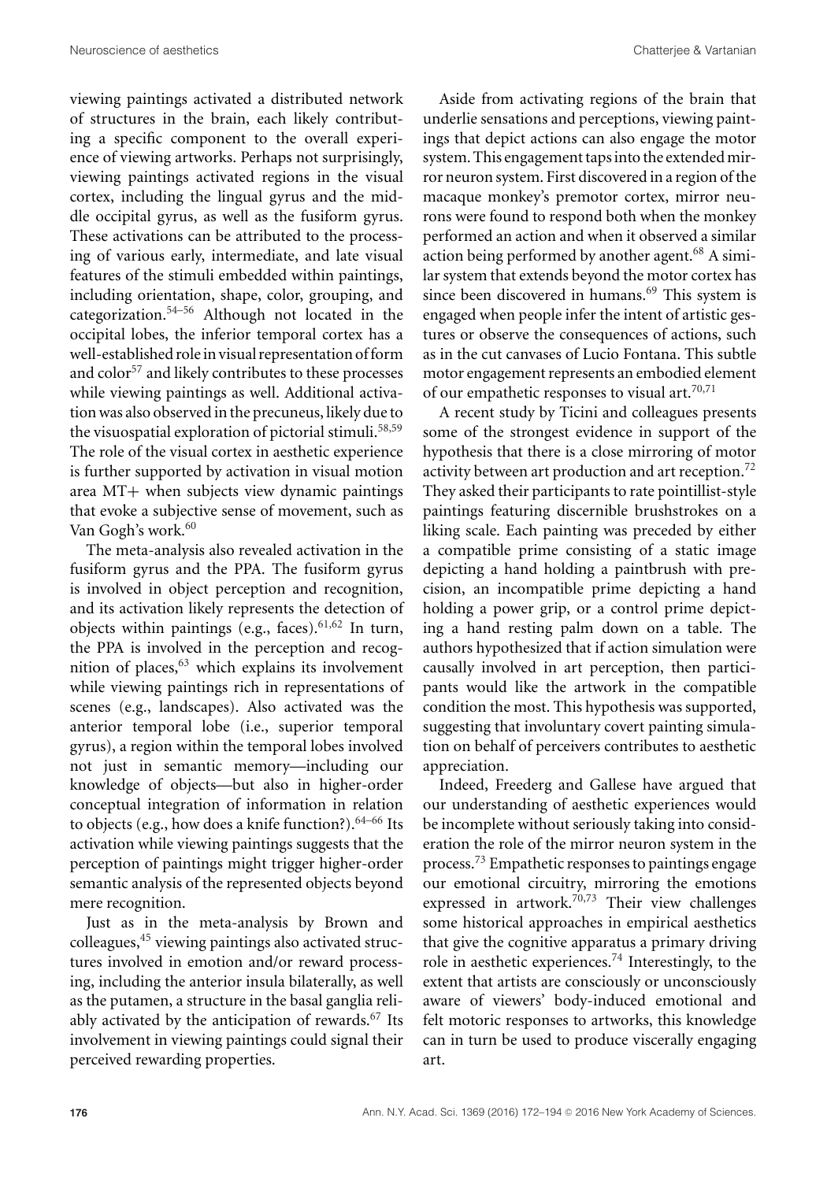viewing paintings activated a distributed network of structures in the brain, each likely contributing a specific component to the overall experience of viewing artworks. Perhaps not surprisingly, viewing paintings activated regions in the visual cortex, including the lingual gyrus and the middle occipital gyrus, as well as the fusiform gyrus. These activations can be attributed to the processing of various early, intermediate, and late visual features of the stimuli embedded within paintings, including orientation, shape, color, grouping, and categorization.[54–56] Although not located in the occipital lobes, the inferior temporal cortex has a well-established role in visual representation of form and color[57] and likely contributes to these processes while viewing paintings as well. Additional activation was also observed in the precuneus, likely due to the visuospatial exploration of pictorial stimuli.[58,59] The role of the visual cortex in aesthetic experience is further supported by activation in visual motion area MT+ when subjects view dynamic paintings that evoke a subjective sense of movement, such as Van Gogh's work.[60]

The meta-analysis also revealed activation in the fusiform gyrus and the PPA. The fusiform gyrus is involved in object perception and recognition, and its activation likely represents the detection of objects within paintings (e.g., faces).[61,62] In turn, the PPA is involved in the perception and recognition of places,[63] which explains its involvement while viewing paintings rich in representations of scenes (e.g., landscapes). Also activated was the anterior temporal lobe (i.e., superior temporal gyrus), a region within the temporal lobes involved not just in semantic memory—including our knowledge of objects—but also in higher-order conceptual integration of information in relation to objects (e.g., how does a knife function?).[64–66] Its activation while viewing paintings suggests that the perception of paintings might trigger higher-order semantic analysis of the represented objects beyond mere recognition.

Just as in the meta-analysis by Brown and colleagues,[45] viewing paintings also activated structures involved in emotion and/or reward processing, including the anterior insula bilaterally, as well as the putamen, a structure in the basal ganglia reliably activated by the anticipation of rewards.[67] Its involvement in viewing paintings could signal their perceived rewarding properties.

Aside from activating regions of the brain that underlie sensations and perceptions, viewing paintings that depict actions can also engage the motor system. This engagement taps into the extended mirror neuron system. First discovered in a region of the macaque monkey's premotor cortex, mirror neurons were found to respond both when the monkey performed an action and when it observed a similar action being performed by another agent.[68] A similar system that extends beyond the motor cortex has since been discovered in humans.[69] This system is engaged when people infer the intent of artistic gestures or observe the consequences of actions, such as in the cut canvases of Lucio Fontana. This subtle motor engagement represents an embodied element of our empathetic responses to visual art.[70,71]

A recent study by Ticini and colleagues presents some of the strongest evidence in support of the hypothesis that there is a close mirroring of motor activity between art production and art reception.[72] They asked their participants to rate pointillist-style paintings featuring discernible brushstrokes on a liking scale. Each painting was preceded by either a compatible prime consisting of a static image depicting a hand holding a paintbrush with precision, an incompatible prime depicting a hand holding a power grip, or a control prime depicting a hand resting palm down on a table. The authors hypothesized that if action simulation were causally involved in art perception, then participants would like the artwork in the compatible condition the most. This hypothesis was supported, suggesting that involuntary covert painting simulation on behalf of perceivers contributes to aesthetic appreciation.

Indeed, Freederg and Gallese have argued that our understanding of aesthetic experiences would be incomplete without seriously taking into consideration the role of the mirror neuron system in the process.[73] Empathetic responses to paintings engage our emotional circuitry, mirroring the emotions expressed in artwork.[70,73] Their view challenges some historical approaches in empirical aesthetics that give the cognitive apparatus a primary driving role in aesthetic experiences.[74] Interestingly, to the extent that artists are consciously or unconsciously aware of viewers' body-induced emotional and felt motoric responses to artworks, this knowledge can in turn be used to produce viscerally engaging art.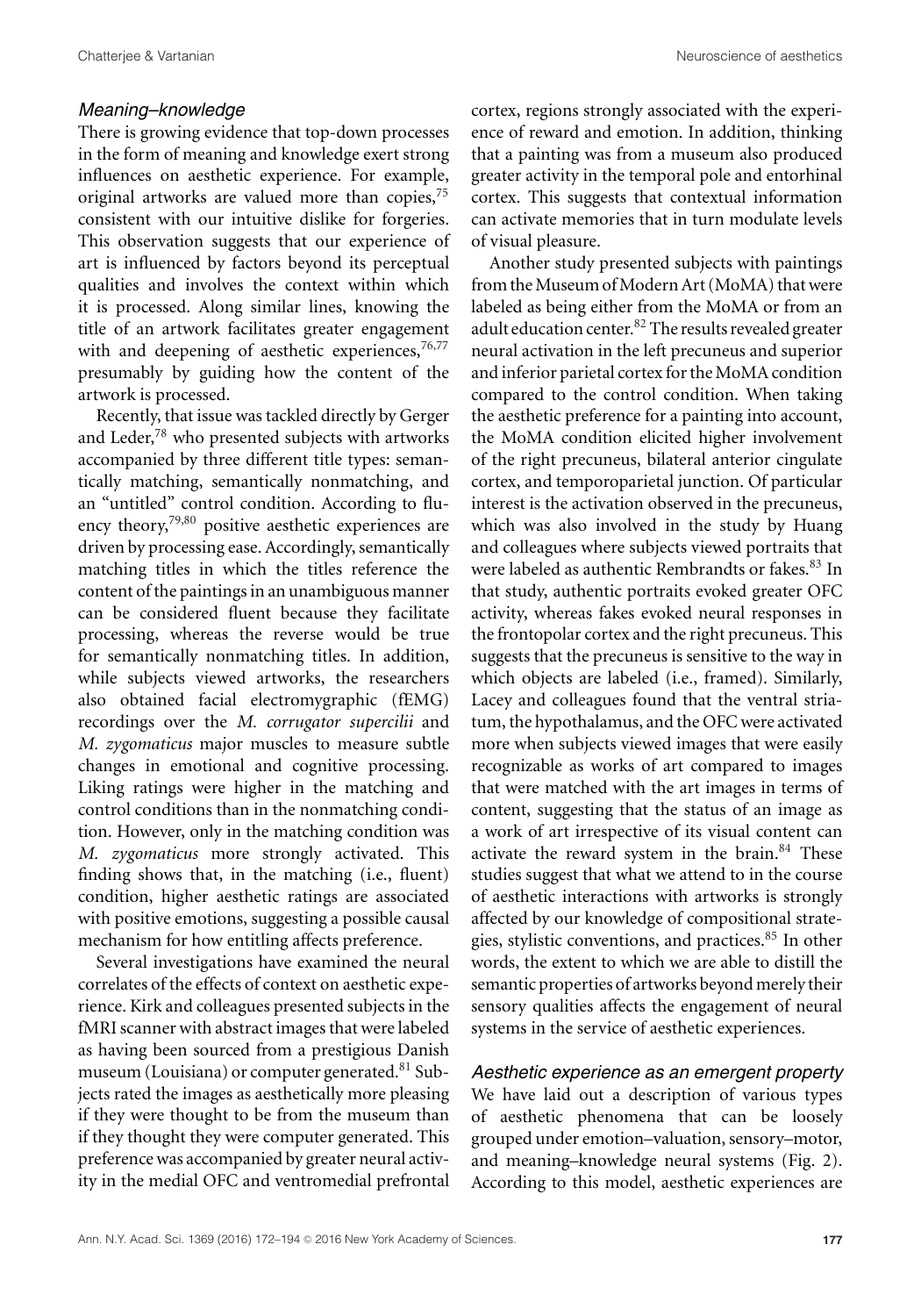### *Meaning–knowledge*

There is growing evidence that top-down processes in the form of meaning and knowledge exert strong influences on aesthetic experience. For example, original artworks are valued more than copies,[75] consistent with our intuitive dislike for forgeries. This observation suggests that our experience of art is influenced by factors beyond its perceptual qualities and involves the context within which it is processed. Along similar lines, knowing the title of an artwork facilitates greater engagement with and deepening of aesthetic experiences,[76,77] presumably by guiding how the content of the artwork is processed.

Recently, that issue was tackled directly by Gerger and Leder,[78] who presented subjects with artworks accompanied by three different title types: semantically matching, semantically nonmatching, and an "untitled" control condition. According to fluency theory,[79,80] positive aesthetic experiences are driven by processing ease. Accordingly, semantically matching titles in which the titles reference the content of the paintings in an unambiguous manner can be considered fluent because they facilitate processing, whereas the reverse would be true for semantically nonmatching titles. In addition, while subjects viewed artworks, the researchers also obtained facial electromyographic (fEMG) recordings over the *M. corrugator supercilii* and *M. zygomaticus* major muscles to measure subtle changes in emotional and cognitive processing. Liking ratings were higher in the matching and control conditions than in the nonmatching condition. However, only in the matching condition was *M. zygomaticus* more strongly activated. This finding shows that, in the matching (i.e., fluent) condition, higher aesthetic ratings are associated with positive emotions, suggesting a possible causal mechanism for how entitling affects preference.

Several investigations have examined the neural correlates of the effects of context on aesthetic experience. Kirk and colleagues presented subjects in the fMRI scanner with abstract images that were labeled as having been sourced from a prestigious Danish museum (Louisiana) or computer generated.[81] Subjects rated the images as aesthetically more pleasing if they were thought to be from the museum than if they thought they were computer generated. This preference was accompanied by greater neural activity in the medial OFC and ventromedial prefrontal cortex, regions strongly associated with the experience of reward and emotion. In addition, thinking that a painting was from a museum also produced greater activity in the temporal pole and entorhinal cortex. This suggests that contextual information can activate memories that in turn modulate levels of visual pleasure.

Another study presented subjects with paintings from the Museum of Modern Art (MoMA) that were labeled as being either from the MoMA or from an adult education center.[82] The results revealed greater neural activation in the left precuneus and superior and inferior parietal cortex for the MoMA condition compared to the control condition. When taking the aesthetic preference for a painting into account, the MoMA condition elicited higher involvement of the right precuneus, bilateral anterior cingulate cortex, and temporoparietal junction. Of particular interest is the activation observed in the precuneus, which was also involved in the study by Huang and colleagues where subjects viewed portraits that were labeled as authentic Rembrandts or fakes.[83] In that study, authentic portraits evoked greater OFC activity, whereas fakes evoked neural responses in the frontopolar cortex and the right precuneus. This suggests that the precuneus is sensitive to the way in which objects are labeled (i.e., framed). Similarly, Lacey and colleagues found that the ventral striatum, the hypothalamus, and the OFC were activated more when subjects viewed images that were easily recognizable as works of art compared to images that were matched with the art images in terms of content, suggesting that the status of an image as a work of art irrespective of its visual content can activate the reward system in the brain.[84] These studies suggest that what we attend to in the course of aesthetic interactions with artworks is strongly affected by our knowledge of compositional strategies, stylistic conventions, and practices.[85] In other words, the extent to which we are able to distill the semantic properties of artworks beyond merely their sensory qualities affects the engagement of neural systems in the service of aesthetic experiences.

### *Aesthetic experience as an emergent property*

We have laid out a description of various types of aesthetic phenomena that can be loosely grouped under emotion–valuation, sensory–motor, and meaning–knowledge neural systems (Fig. 2). According to this model, aesthetic experiences are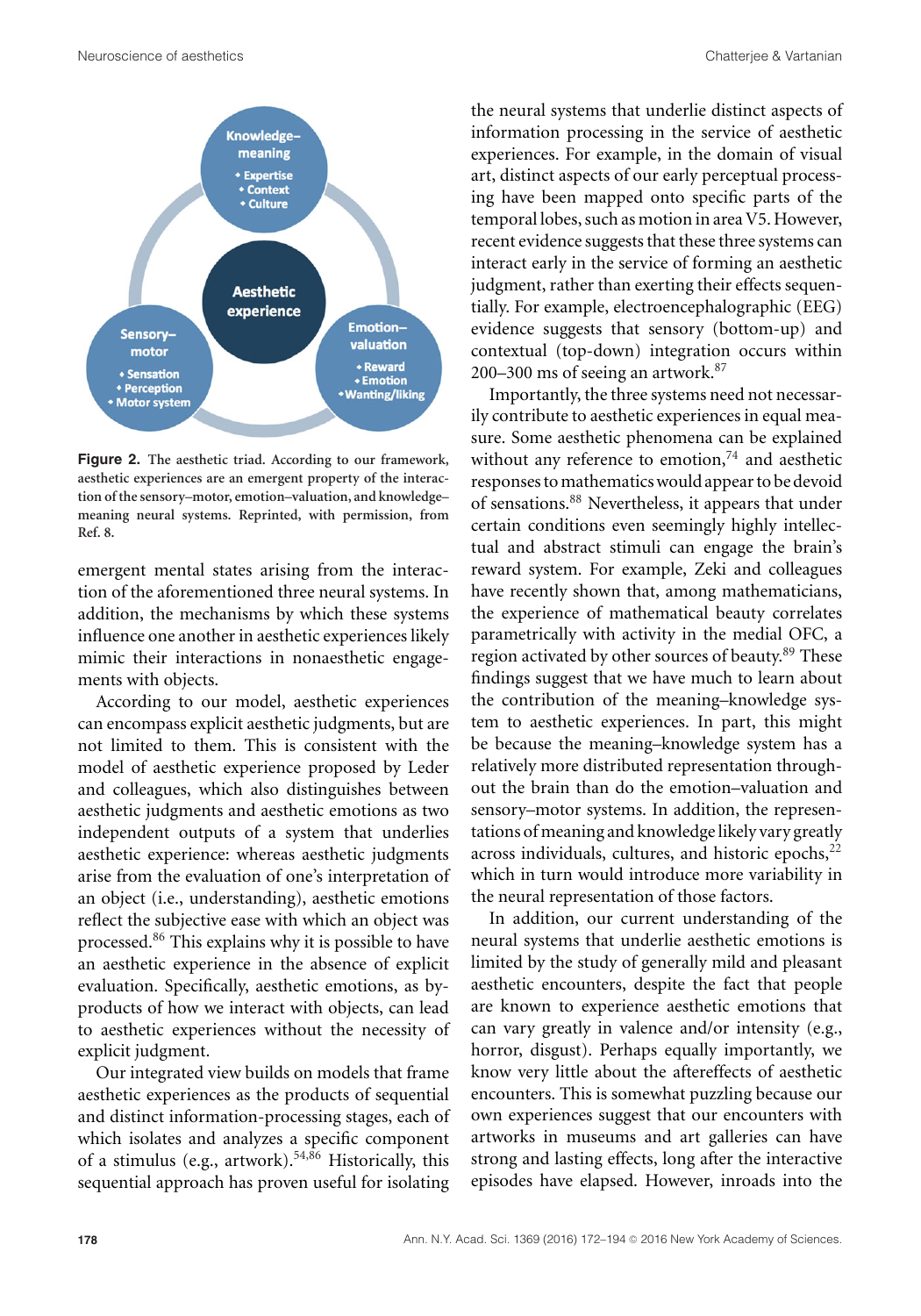**Figure 2.** The aesthetic triad. According to our framework, aesthetic experiences are an emergent property of the interaction of the sensory–motor, emotion–valuation, and knowledge–meaning neural systems. Reprinted, with permission, from Ref. 8.

emergent mental states arising from the interaction of the aforementioned three neural systems. In addition, the mechanisms by which these systems influence one another in aesthetic experiences likely mimic their interactions in nonaesthetic engagements with objects.

According to our model, aesthetic experiences can encompass explicit aesthetic judgments, but are not limited to them. This is consistent with the model of aesthetic experience proposed by Leder and colleagues, which also distinguishes between aesthetic judgments and aesthetic emotions as two independent outputs of a system that underlies aesthetic experience: whereas aesthetic judgments arise from the evaluation of one's interpretation of an object (i.e., understanding), aesthetic emotions reflect the subjective ease with which an object was processed.[86] This explains why it is possible to have an aesthetic experience in the absence of explicit evaluation. Specifically, aesthetic emotions, as by-products of how we interact with objects, can lead to aesthetic experiences without the necessity of explicit judgment.

Our integrated view builds on models that frame aesthetic experiences as the products of sequential and distinct information-processing stages, each of which isolates and analyzes a specific component of a stimulus (e.g., artwork).[54,86] Historically, this sequential approach has proven useful for isolating the neural systems that underlie distinct aspects of information processing in the service of aesthetic experiences. For example, in the domain of visual art, distinct aspects of our early perceptual processing have been mapped onto specific parts of the temporal lobes, such as motion in area V5. However, recent evidence suggests that these three systems can interact early in the service of forming an aesthetic judgment, rather than exerting their effects sequentially. For example, electroencephalographic (EEG) evidence suggests that sensory (bottom-up) and contextual (top-down) integration occurs within 200–300 ms of seeing an artwork.[87]

Importantly, the three systems need not necessarily contribute to aesthetic experiences in equal measure. Some aesthetic phenomena can be explained without any reference to emotion,[74] and aesthetic responses to mathematics would appear to be devoid of sensations.[88] Nevertheless, it appears that under certain conditions even seemingly highly intellectual and abstract stimuli can engage the brain's reward system. For example, Zeki and colleagues have recently shown that, among mathematicians, the experience of mathematical beauty correlates parametrically with activity in the medial OFC, a region activated by other sources of beauty.[89] These findings suggest that we have much to learn about the contribution of the meaning–knowledge system to aesthetic experiences. In part, this might be because the meaning–knowledge system has a relatively more distributed representation throughout the brain than do the emotion–valuation and sensory–motor systems. In addition, the representations of meaning and knowledge likely vary greatly across individuals, cultures, and historic epochs,[22] which in turn would introduce more variability in the neural representation of those factors.

In addition, our current understanding of the neural systems that underlie aesthetic emotions is limited by the study of generally mild and pleasant aesthetic encounters, despite the fact that people are known to experience aesthetic emotions that can vary greatly in valence and/or intensity (e.g., horror, disgust). Perhaps equally importantly, we know very little about the aftereffects of aesthetic encounters. This is somewhat puzzling because our own experiences suggest that our encounters with artworks in museums and art galleries can have strong and lasting effects, long after the interactive episodes have elapsed. However, inroads into the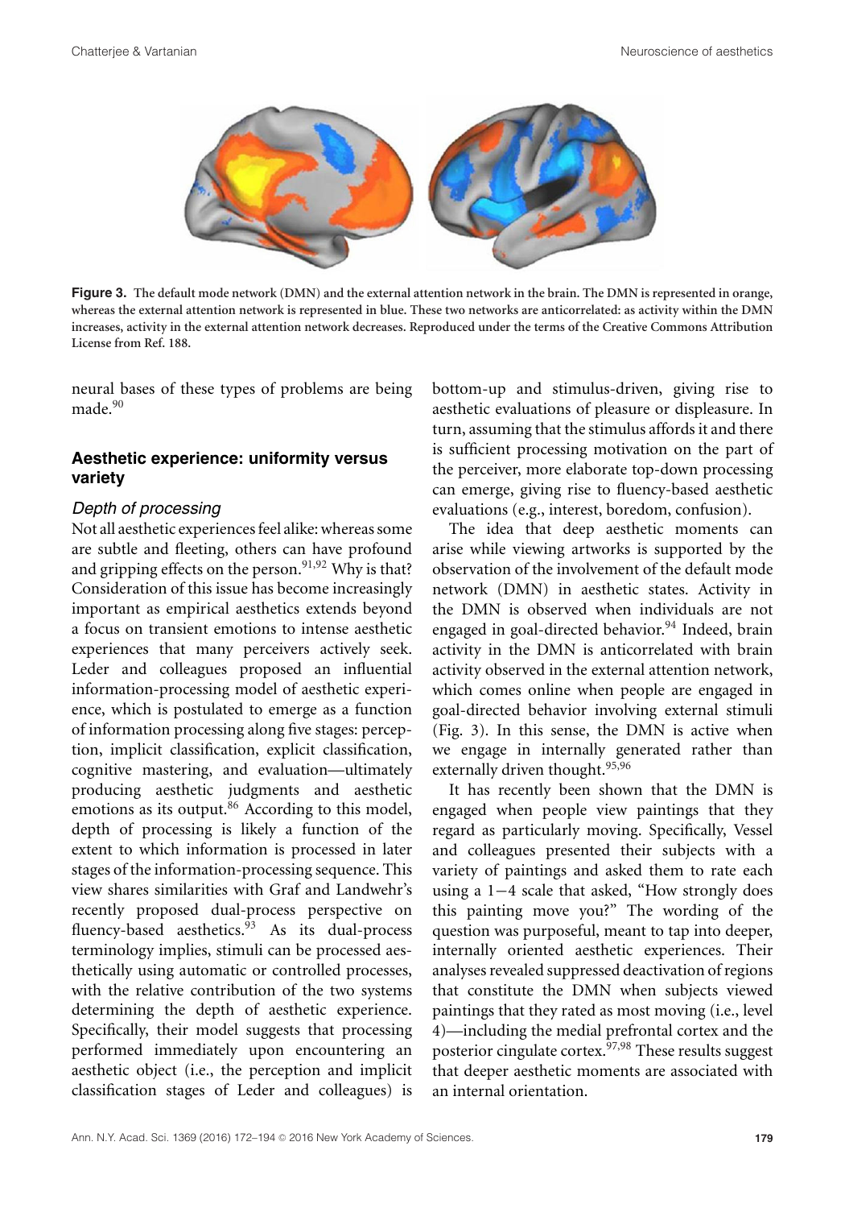**Figure 3.** The default mode network (DMN) and the external attention network in the brain. The DMN is represented in orange, whereas the external attention network is represented in blue. These two networks are anticorrelated: as activity within the DMN increases, activity in the external attention network decreases. Reproduced under the terms of the Creative Commons Attribution License from Ref. 188.

neural bases of these types of problems are being made.[90]

## Aesthetic experience: uniformity versus variety

### *Depth of processing*

Not all aesthetic experiences feel alike: whereas some are subtle and fleeting, others can have profound and gripping effects on the person.[91,92] Why is that? Consideration of this issue has become increasingly important as empirical aesthetics extends beyond a focus on transient emotions to intense aesthetic experiences that many perceivers actively seek. Leder and colleagues proposed an influential information-processing model of aesthetic experience, which is postulated to emerge as a function of information processing along five stages: perception, implicit classification, explicit classification, cognitive mastering, and evaluation—ultimately producing aesthetic judgments and aesthetic emotions as its output.[86] According to this model, depth of processing is likely a function of the extent to which information is processed in later stages of the information-processing sequence. This view shares similarities with Graf and Landwehr's recently proposed dual-process perspective on fluency-based aesthetics.[93] As its dual-process terminology implies, stimuli can be processed aesthetically using automatic or controlled processes, with the relative contribution of the two systems determining the depth of aesthetic experience. Specifically, their model suggests that processing performed immediately upon encountering an aesthetic object (i.e., the perception and implicit classification stages of Leder and colleagues) is bottom-up and stimulus-driven, giving rise to aesthetic evaluations of pleasure or displeasure. In turn, assuming that the stimulus affords it and there is sufficient processing motivation on the part of the perceiver, more elaborate top-down processing can emerge, giving rise to fluency-based aesthetic evaluations (e.g., interest, boredom, confusion).

The idea that deep aesthetic moments can arise while viewing artworks is supported by the observation of the involvement of the default mode network (DMN) in aesthetic states. Activity in the DMN is observed when individuals are not engaged in goal-directed behavior.[94] Indeed, brain activity in the DMN is anticorrelated with brain activity observed in the external attention network, which comes online when people are engaged in goal-directed behavior involving external stimuli (Fig. 3). In this sense, the DMN is active when we engage in internally generated rather than externally driven thought.[95,96]

It has recently been shown that the DMN is engaged when people view paintings that they regard as particularly moving. Specifically, Vessel and colleagues presented their subjects with a variety of paintings and asked them to rate each using a 1−4 scale that asked, "How strongly does this painting move you?" The wording of the question was purposeful, meant to tap into deeper, internally oriented aesthetic experiences. Their analyses revealed suppressed deactivation of regions that constitute the DMN when subjects viewed paintings that they rated as most moving (i.e., level 4)—including the medial prefrontal cortex and the posterior cingulate cortex.[97,98] These results suggest that deeper aesthetic moments are associated with an internal orientation.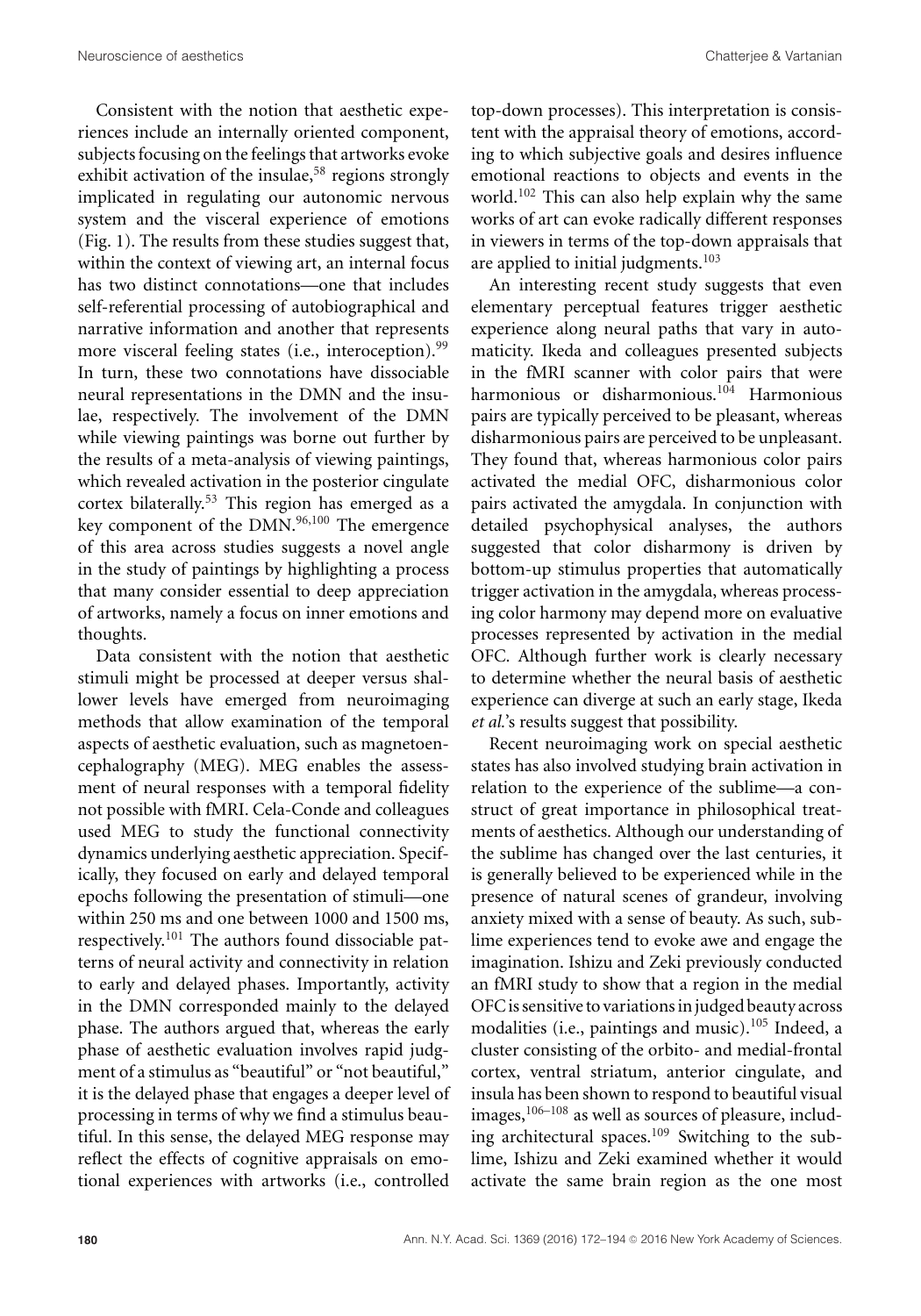Consistent with the notion that aesthetic experiences include an internally oriented component, subjects focusing on the feelings that artworks evoke exhibit activation of the insulae,[58] regions strongly implicated in regulating our autonomic nervous system and the visceral experience of emotions (Fig. 1). The results from these studies suggest that, within the context of viewing art, an internal focus has two distinct connotations—one that includes self-referential processing of autobiographical and narrative information and another that represents more visceral feeling states (i.e., interoception).[99] In turn, these two connotations have dissociable neural representations in the DMN and the insulae, respectively. The involvement of the DMN while viewing paintings was borne out further by the results of a meta-analysis of viewing paintings, which revealed activation in the posterior cingulate cortex bilaterally.[53] This region has emerged as a key component of the DMN.[96,100] The emergence of this area across studies suggests a novel angle in the study of paintings by highlighting a process that many consider essential to deep appreciation of artworks, namely a focus on inner emotions and thoughts.

Data consistent with the notion that aesthetic stimuli might be processed at deeper versus shallower levels have emerged from neuroimaging methods that allow examination of the temporal aspects of aesthetic evaluation, such as magnetoencephalography (MEG). MEG enables the assessment of neural responses with a temporal fidelity not possible with fMRI. Cela-Conde and colleagues used MEG to study the functional connectivity dynamics underlying aesthetic appreciation. Specifically, they focused on early and delayed temporal epochs following the presentation of stimuli—one within 250 ms and one between 1000 and 1500 ms, respectively.[101] The authors found dissociable patterns of neural activity and connectivity in relation to early and delayed phases. Importantly, activity in the DMN corresponded mainly to the delayed phase. The authors argued that, whereas the early phase of aesthetic evaluation involves rapid judgment of a stimulus as "beautiful" or "not beautiful," it is the delayed phase that engages a deeper level of processing in terms of why we find a stimulus beautiful. In this sense, the delayed MEG response may reflect the effects of cognitive appraisals on emotional experiences with artworks (i.e., controlled top-down processes). This interpretation is consistent with the appraisal theory of emotions, according to which subjective goals and desires influence emotional reactions to objects and events in the world.[102] This can also help explain why the same works of art can evoke radically different responses in viewers in terms of the top-down appraisals that are applied to initial judgments.[103]

An interesting recent study suggests that even elementary perceptual features trigger aesthetic experience along neural paths that vary in automaticity. Ikeda and colleagues presented subjects in the fMRI scanner with color pairs that were harmonious or disharmonious.[104] Harmonious pairs are typically perceived to be pleasant, whereas disharmonious pairs are perceived to be unpleasant. They found that, whereas harmonious color pairs activated the medial OFC, disharmonious color pairs activated the amygdala. In conjunction with detailed psychophysical analyses, the authors suggested that color disharmony is driven by bottom-up stimulus properties that automatically trigger activation in the amygdala, whereas processing color harmony may depend more on evaluative processes represented by activation in the medial OFC. Although further work is clearly necessary to determine whether the neural basis of aesthetic experience can diverge at such an early stage, Ikeda *et al.*'s results suggest that possibility.

Recent neuroimaging work on special aesthetic states has also involved studying brain activation in relation to the experience of the sublime—a construct of great importance in philosophical treatments of aesthetics. Although our understanding of the sublime has changed over the last centuries, it is generally believed to be experienced while in the presence of natural scenes of grandeur, involving anxiety mixed with a sense of beauty. As such, sublime experiences tend to evoke awe and engage the imagination. Ishizu and Zeki previously conducted an fMRI study to show that a region in the medial OFC is sensitive to variations in judged beauty across modalities (i.e., paintings and music).[105] Indeed, a cluster consisting of the orbito- and medial-frontal cortex, ventral striatum, anterior cingulate, and insula has been shown to respond to beautiful visual images,[106–108] as well as sources of pleasure, including architectural spaces.[109] Switching to the sublime, Ishizu and Zeki examined whether it would activate the same brain region as the one most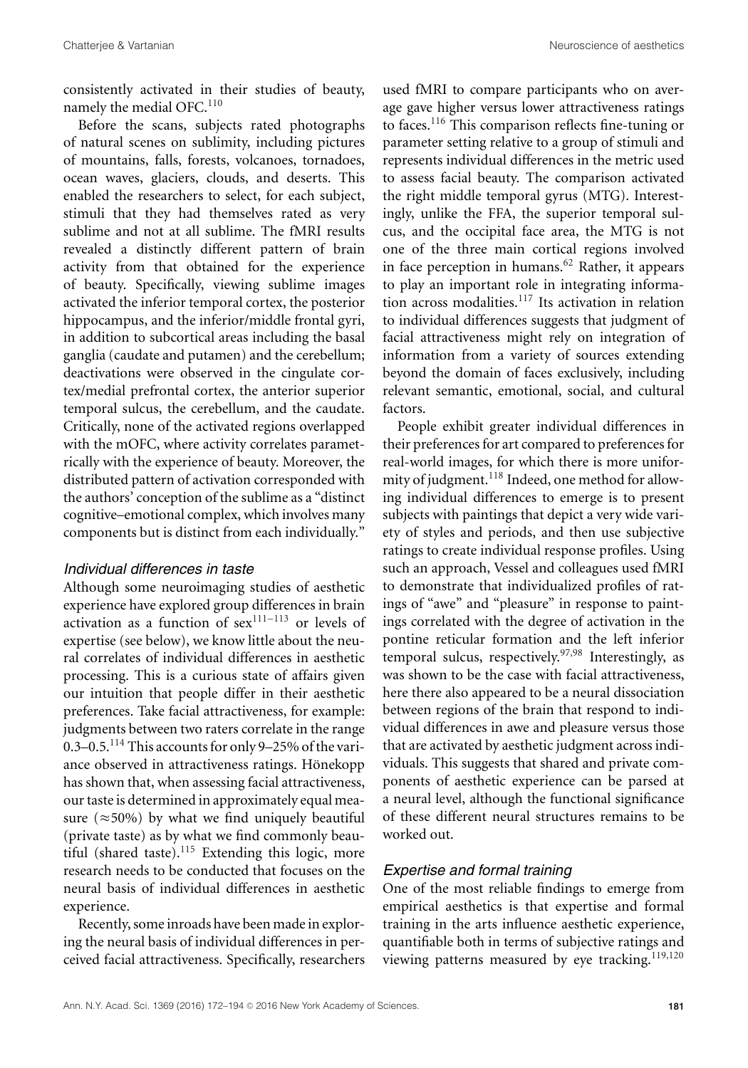consistently activated in their studies of beauty, namely the medial OFC.[110]

Before the scans, subjects rated photographs of natural scenes on sublimity, including pictures of mountains, falls, forests, volcanoes, tornadoes, ocean waves, glaciers, clouds, and deserts. This enabled the researchers to select, for each subject, stimuli that they had themselves rated as very sublime and not at all sublime. The fMRI results revealed a distinctly different pattern of brain activity from that obtained for the experience of beauty. Specifically, viewing sublime images activated the inferior temporal cortex, the posterior hippocampus, and the inferior/middle frontal gyri, in addition to subcortical areas including the basal ganglia (caudate and putamen) and the cerebellum; deactivations were observed in the cingulate cortex/medial prefrontal cortex, the anterior superior temporal sulcus, the cerebellum, and the caudate. Critically, none of the activated regions overlapped with the mOFC, where activity correlates parametrically with the experience of beauty. Moreover, the distributed pattern of activation corresponded with the authors' conception of the sublime as a "distinct cognitive–emotional complex, which involves many components but is distinct from each individually."

### *Individual differences in taste*

Although some neuroimaging studies of aesthetic experience have explored group differences in brain activation as a function of sex[111–113] or levels of expertise (see below), we know little about the neural correlates of individual differences in aesthetic processing. This is a curious state of affairs given our intuition that people differ in their aesthetic preferences. Take facial attractiveness, for example: judgments between two raters correlate in the range 0.3–0.5.[114] This accounts for only 9–25% of the variance observed in attractiveness ratings. Hönekopp has shown that, when assessing facial attractiveness, our taste is determined in approximately equal measure (≈50%) by what we find uniquely beautiful (private taste) as by what we find commonly beautiful (shared taste).[115] Extending this logic, more research needs to be conducted that focuses on the neural basis of individual differences in aesthetic experience.

Recently, some inroads have been made in exploring the neural basis of individual differences in perceived facial attractiveness. Specifically, researchers used fMRI to compare participants who on average gave higher versus lower attractiveness ratings to faces.[116] This comparison reflects fine-tuning or parameter setting relative to a group of stimuli and represents individual differences in the metric used to assess facial beauty. The comparison activated the right middle temporal gyrus (MTG). Interestingly, unlike the FFA, the superior temporal sulcus, and the occipital face area, the MTG is not one of the three main cortical regions involved in face perception in humans.[62] Rather, it appears to play an important role in integrating information across modalities.[117] Its activation in relation to individual differences suggests that judgment of facial attractiveness might rely on integration of information from a variety of sources extending beyond the domain of faces exclusively, including relevant semantic, emotional, social, and cultural factors.

People exhibit greater individual differences in their preferences for art compared to preferences for real-world images, for which there is more uniformity of judgment.[118] Indeed, one method for allowing individual differences to emerge is to present subjects with paintings that depict a very wide variety of styles and periods, and then use subjective ratings to create individual response profiles. Using such an approach, Vessel and colleagues used fMRI to demonstrate that individualized profiles of ratings of "awe" and "pleasure" in response to paintings correlated with the degree of activation in the pontine reticular formation and the left inferior temporal sulcus, respectively.[97,98] Interestingly, as was shown to be the case with facial attractiveness, here there also appeared to be a neural dissociation between regions of the brain that respond to individual differences in awe and pleasure versus those that are activated by aesthetic judgment across individuals. This suggests that shared and private components of aesthetic experience can be parsed at a neural level, although the functional significance of these different neural structures remains to be worked out.

### *Expertise and formal training*

One of the most reliable findings to emerge from empirical aesthetics is that expertise and formal training in the arts influence aesthetic experience, quantifiable both in terms of subjective ratings and viewing patterns measured by eye tracking.[119,120]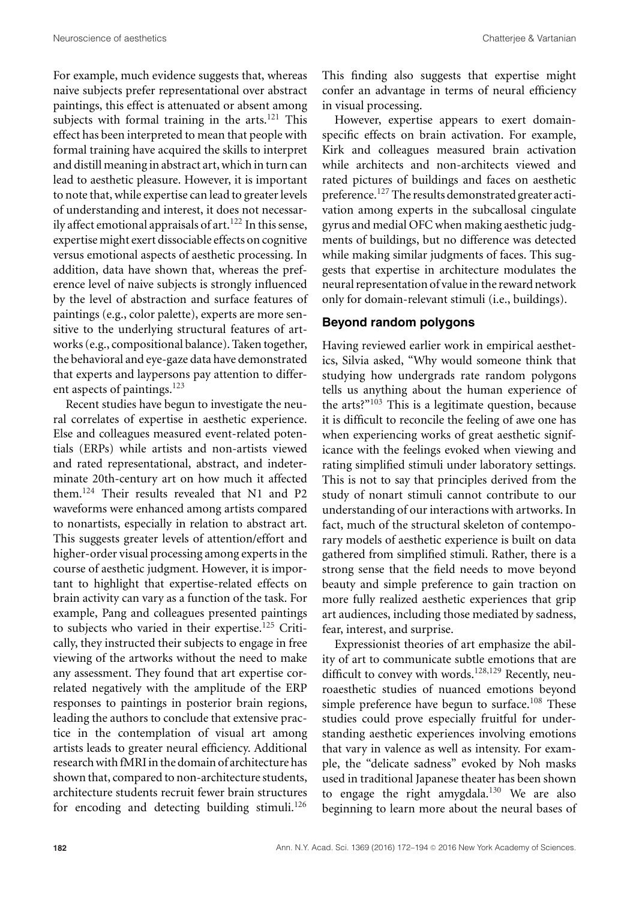For example, much evidence suggests that, whereas naive subjects prefer representational over abstract paintings, this effect is attenuated or absent among subjects with formal training in the arts.[121] This effect has been interpreted to mean that people with formal training have acquired the skills to interpret and distill meaning in abstract art, which in turn can lead to aesthetic pleasure. However, it is important to note that, while expertise can lead to greater levels of understanding and interest, it does not necessarily affect emotional appraisals of art.[122] In this sense, expertise might exert dissociable effects on cognitive versus emotional aspects of aesthetic processing. In addition, data have shown that, whereas the preference level of naive subjects is strongly influenced by the level of abstraction and surface features of paintings (e.g., color palette), experts are more sensitive to the underlying structural features of artworks (e.g., compositional balance). Taken together, the behavioral and eye-gaze data have demonstrated that experts and laypersons pay attention to different aspects of paintings.[123]

Recent studies have begun to investigate the neural correlates of expertise in aesthetic experience. Else and colleagues measured event-related potentials (ERPs) while artists and non-artists viewed and rated representational, abstract, and indeterminate 20th-century art on how much it affected them.[124] Their results revealed that N1 and P2 waveforms were enhanced among artists compared to nonartists, especially in relation to abstract art. This suggests greater levels of attention/effort and higher-order visual processing among experts in the course of aesthetic judgment. However, it is important to highlight that expertise-related effects on brain activity can vary as a function of the task. For example, Pang and colleagues presented paintings to subjects who varied in their expertise.[125] Critically, they instructed their subjects to engage in free viewing of the artworks without the need to make any assessment. They found that art expertise correlated negatively with the amplitude of the ERP responses to paintings in posterior brain regions, leading the authors to conclude that extensive practice in the contemplation of visual art among artists leads to greater neural efficiency. Additional research with fMRI in the domain of architecture has shown that, compared to non-architecture students, architecture students recruit fewer brain structures for encoding and detecting building stimuli.[126] This finding also suggests that expertise might confer an advantage in terms of neural efficiency in visual processing.

However, expertise appears to exert domain-specific effects on brain activation. For example, Kirk and colleagues measured brain activation while architects and non-architects viewed and rated pictures of buildings and faces on aesthetic preference.[127] The results demonstrated greater activation among experts in the subcallosal cingulate gyrus and medial OFC when making aesthetic judgments of buildings, but no difference was detected while making similar judgments of faces. This suggests that expertise in architecture modulates the neural representation of value in the reward network only for domain-relevant stimuli (i.e., buildings).

## Beyond random polygons

Having reviewed earlier work in empirical aesthetics, Silvia asked, "Why would someone think that studying how undergrads rate random polygons tells us anything about the human experience of the arts?"[103] This is a legitimate question, because it is difficult to reconcile the feeling of awe one has when experiencing works of great aesthetic significance with the feelings evoked when viewing and rating simplified stimuli under laboratory settings. This is not to say that principles derived from the study of nonart stimuli cannot contribute to our understanding of our interactions with artworks. In fact, much of the structural skeleton of contemporary models of aesthetic experience is built on data gathered from simplified stimuli. Rather, there is a strong sense that the field needs to move beyond beauty and simple preference to gain traction on more fully realized aesthetic experiences that grip art audiences, including those mediated by sadness, fear, interest, and surprise.

Expressionist theories of art emphasize the ability of art to communicate subtle emotions that are difficult to convey with words.[128,129] Recently, neuroaesthetic studies of nuanced emotions beyond simple preference have begun to surface.[108] These studies could prove especially fruitful for understanding aesthetic experiences involving emotions that vary in valence as well as intensity. For example, the "delicate sadness" evoked by Noh masks used in traditional Japanese theater has been shown to engage the right amygdala.[130] We are also beginning to learn more about the neural bases of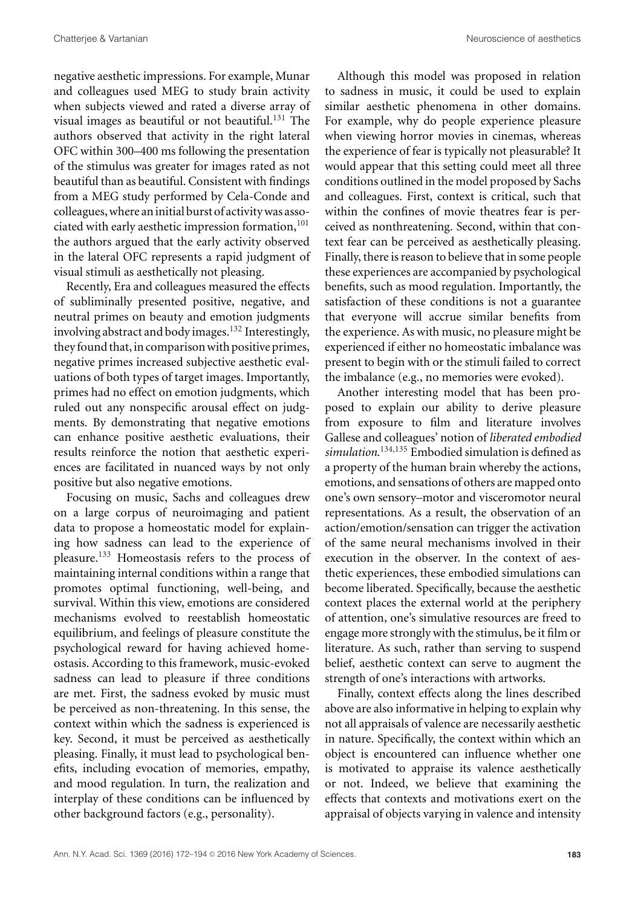negative aesthetic impressions. For example, Munar and colleagues used MEG to study brain activity when subjects viewed and rated a diverse array of visual images as beautiful or not beautiful.[131] The authors observed that activity in the right lateral OFC within 300–400 ms following the presentation of the stimulus was greater for images rated as not beautiful than as beautiful. Consistent with findings from a MEG study performed by Cela-Conde and colleagues, where an initial burst of activity was associated with early aesthetic impression formation,[101] the authors argued that the early activity observed in the lateral OFC represents a rapid judgment of visual stimuli as aesthetically not pleasing.

Recently, Era and colleagues measured the effects of subliminally presented positive, negative, and neutral primes on beauty and emotion judgments involving abstract and body images.[132] Interestingly, they found that, in comparison with positive primes, negative primes increased subjective aesthetic evaluations of both types of target images. Importantly, primes had no effect on emotion judgments, which ruled out any nonspecific arousal effect on judgments. By demonstrating that negative emotions can enhance positive aesthetic evaluations, their results reinforce the notion that aesthetic experiences are facilitated in nuanced ways by not only positive but also negative emotions.

Focusing on music, Sachs and colleagues drew on a large corpus of neuroimaging and patient data to propose a homeostatic model for explaining how sadness can lead to the experience of pleasure.[133] Homeostasis refers to the process of maintaining internal conditions within a range that promotes optimal functioning, well-being, and survival. Within this view, emotions are considered mechanisms evolved to reestablish homeostatic equilibrium, and feelings of pleasure constitute the psychological reward for having achieved homeostasis. According to this framework, music-evoked sadness can lead to pleasure if three conditions are met. First, the sadness evoked by music must be perceived as non-threatening. In this sense, the context within which the sadness is experienced is key. Second, it must be perceived as aesthetically pleasing. Finally, it must lead to psychological benefits, including evocation of memories, empathy, and mood regulation. In turn, the realization and interplay of these conditions can be influenced by other background factors (e.g., personality).

Although this model was proposed in relation to sadness in music, it could be used to explain similar aesthetic phenomena in other domains. For example, why do people experience pleasure when viewing horror movies in cinemas, whereas the experience of fear is typically not pleasurable? It would appear that this setting could meet all three conditions outlined in the model proposed by Sachs and colleagues. First, context is critical, such that within the confines of movie theatres fear is perceived as nonthreatening. Second, within that context fear can be perceived as aesthetically pleasing. Finally, there is reason to believe that in some people these experiences are accompanied by psychological benefits, such as mood regulation. Importantly, the satisfaction of these conditions is not a guarantee that everyone will accrue similar benefits from the experience. As with music, no pleasure might be experienced if either no homeostatic imbalance was present to begin with or the stimuli failed to correct the imbalance (e.g., no memories were evoked).

Another interesting model that has been proposed to explain our ability to derive pleasure from exposure to film and literature involves Gallese and colleagues' notion of *liberated embodied simulation*.[134,135] Embodied simulation is defined as a property of the human brain whereby the actions, emotions, and sensations of others are mapped onto one's own sensory–motor and visceromotor neural representations. As a result, the observation of an action/emotion/sensation can trigger the activation of the same neural mechanisms involved in their execution in the observer. In the context of aesthetic experiences, these embodied simulations can become liberated. Specifically, because the aesthetic context places the external world at the periphery of attention, one's simulative resources are freed to engage more strongly with the stimulus, be it film or literature. As such, rather than serving to suspend belief, aesthetic context can serve to augment the strength of one's interactions with artworks.

Finally, context effects along the lines described above are also informative in helping to explain why not all appraisals of valence are necessarily aesthetic in nature. Specifically, the context within which an object is encountered can influence whether one is motivated to appraise its valence aesthetically or not. Indeed, we believe that examining the effects that contexts and motivations exert on the appraisal of objects varying in valence and intensity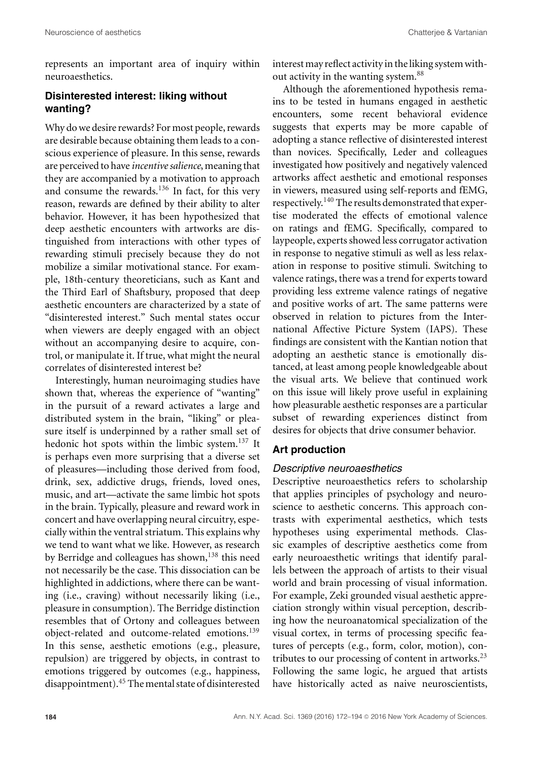represents an important area of inquiry within neuroaesthetics.

### Disinterested interest: liking without wanting?

Why do we desire rewards? For most people, rewards are desirable because obtaining them leads to a conscious experience of pleasure. In this sense, rewards are perceived to have *incentive salience*, meaning that they are accompanied by a motivation to approach and consume the rewards.[136] In fact, for this very reason, rewards are defined by their ability to alter behavior. However, it has been hypothesized that deep aesthetic encounters with artworks are distinguished from interactions with other types of rewarding stimuli precisely because they do not mobilize a similar motivational stance. For example, 18th-century theoreticians, such as Kant and the Third Earl of Shaftsbury, proposed that deep aesthetic encounters are characterized by a state of "disinterested interest." Such mental states occur when viewers are deeply engaged with an object without an accompanying desire to acquire, control, or manipulate it. If true, what might the neural correlates of disinterested interest be?

Interestingly, human neuroimaging studies have shown that, whereas the experience of "wanting" in the pursuit of a reward activates a large and distributed system in the brain, "liking" or pleasure itself is underpinned by a rather small set of hedonic hot spots within the limbic system.[137] It is perhaps even more surprising that a diverse set of pleasures—including those derived from food, drink, sex, addictive drugs, friends, loved ones, music, and art—activate the same limbic hot spots in the brain. Typically, pleasure and reward work in concert and have overlapping neural circuitry, especially within the ventral striatum. This explains why we tend to want what we like. However, as research by Berridge and colleagues has shown,[138] this need not necessarily be the case. This dissociation can be highlighted in addictions, where there can be wanting (i.e., craving) without necessarily liking (i.e., pleasure in consumption). The Berridge distinction resembles that of Ortony and colleagues between object-related and outcome-related emotions.[139] In this sense, aesthetic emotions (e.g., pleasure, repulsion) are triggered by objects, in contrast to emotions triggered by outcomes (e.g., happiness, disappointment).[45] The mental state of disinterested interest may reflect activity in the liking system without activity in the wanting system.[88]

Although the aforementioned hypothesis remains to be tested in humans engaged in aesthetic encounters, some recent behavioral evidence suggests that experts may be more capable of adopting a stance reflective of disinterested interest than novices. Specifically, Leder and colleagues investigated how positively and negatively valenced artworks affect aesthetic and emotional responses in viewers, measured using self-reports and fEMG, respectively.[140] The results demonstrated that expertise moderated the effects of emotional valence on ratings and fEMG. Specifically, compared to laypeople, experts showed less corrugator activation in response to negative stimuli as well as less relaxation in response to positive stimuli. Switching to valence ratings, there was a trend for experts toward providing less extreme valence ratings of negative and positive works of art. The same patterns were observed in relation to pictures from the International Affective Picture System (IAPS). These findings are consistent with the Kantian notion that adopting an aesthetic stance is emotionally distanced, at least among people knowledgeable about the visual arts. We believe that continued work on this issue will likely prove useful in explaining how pleasurable aesthetic responses are a particular subset of rewarding experiences distinct from desires for objects that drive consumer behavior.

## Art production

### *Descriptive neuroaesthetics*

Descriptive neuroaesthetics refers to scholarship that applies principles of psychology and neuroscience to aesthetic concerns. This approach contrasts with experimental aesthetics, which tests hypotheses using experimental methods. Classic examples of descriptive aesthetics come from early neuroaesthetic writings that identify parallels between the approach of artists to their visual world and brain processing of visual information. For example, Zeki grounded visual aesthetic appreciation strongly within visual perception, describing how the neuroanatomical specialization of the visual cortex, in terms of processing specific features of percepts (e.g., form, color, motion), contributes to our processing of content in artworks.[23] Following the same logic, he argued that artists have historically acted as naive neuroscientists,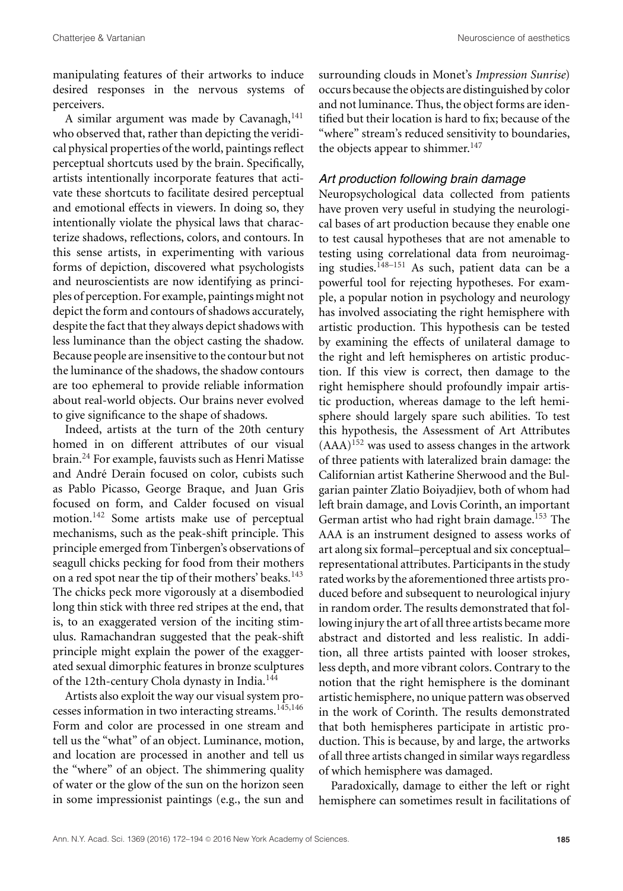manipulating features of their artworks to induce desired responses in the nervous systems of perceivers.

A similar argument was made by Cavanagh,[141] who observed that, rather than depicting the veridical physical properties of the world, paintings reflect perceptual shortcuts used by the brain. Specifically, artists intentionally incorporate features that activate these shortcuts to facilitate desired perceptual and emotional effects in viewers. In doing so, they intentionally violate the physical laws that characterize shadows, reflections, colors, and contours. In this sense artists, in experimenting with various forms of depiction, discovered what psychologists and neuroscientists are now identifying as principles of perception. For example, paintings might not depict the form and contours of shadows accurately, despite the fact that they always depict shadows with less luminance than the object casting the shadow. Because people are insensitive to the contour but not the luminance of the shadows, the shadow contours are too ephemeral to provide reliable information about real-world objects. Our brains never evolved to give significance to the shape of shadows.

Indeed, artists at the turn of the 20th century homed in on different attributes of our visual brain.[24] For example, fauvists such as Henri Matisse and André Derain focused on color, cubists such as Pablo Picasso, George Braque, and Juan Gris focused on form, and Calder focused on visual motion.[142] Some artists make use of perceptual mechanisms, such as the peak-shift principle. This principle emerged from Tinbergen's observations of seagull chicks pecking for food from their mothers on a red spot near the tip of their mothers' beaks.[143] The chicks peck more vigorously at a disembodied long thin stick with three red stripes at the end, that is, to an exaggerated version of the inciting stimulus. Ramachandran suggested that the peak-shift principle might explain the power of the exaggerated sexual dimorphic features in bronze sculptures of the 12th-century Chola dynasty in India.[144]

Artists also exploit the way our visual system processes information in two interacting streams.[145,146] Form and color are processed in one stream and tell us the "what" of an object. Luminance, motion, and location are processed in another and tell us the "where" of an object. The shimmering quality of water or the glow of the sun on the horizon seen in some impressionist paintings (e.g., the sun and surrounding clouds in Monet's *Impression Sunrise*) occurs because the objects are distinguished by color and not luminance. Thus, the object forms are identified but their location is hard to fix; because of the "where" stream's reduced sensitivity to boundaries, the objects appear to shimmer.[147]

### *Art production following brain damage*

Neuropsychological data collected from patients have proven very useful in studying the neurological bases of art production because they enable one to test causal hypotheses that are not amenable to testing using correlational data from neuroimaging studies.[148–151] As such, patient data can be a powerful tool for rejecting hypotheses. For example, a popular notion in psychology and neurology has involved associating the right hemisphere with artistic production. This hypothesis can be tested by examining the effects of unilateral damage to the right and left hemispheres on artistic production. If this view is correct, then damage to the right hemisphere should profoundly impair artistic production, whereas damage to the left hemisphere should largely spare such abilities. To test this hypothesis, the Assessment of Art Attributes (AAA)[152] was used to assess changes in the artwork of three patients with lateralized brain damage: the Californian artist Katherine Sherwood and the Bulgarian painter Zlatio Boiyadjiev, both of whom had left brain damage, and Lovis Corinth, an important German artist who had right brain damage.[153] The AAA is an instrument designed to assess works of art along six formal–perceptual and six conceptual–representational attributes. Participants in the study rated works by the aforementioned three artists produced before and subsequent to neurological injury in random order. The results demonstrated that following injury the art of all three artists became more abstract and distorted and less realistic. In addition, all three artists painted with looser strokes, less depth, and more vibrant colors. Contrary to the notion that the right hemisphere is the dominant artistic hemisphere, no unique pattern was observed in the work of Corinth. The results demonstrated that both hemispheres participate in artistic production. This is because, by and large, the artworks of all three artists changed in similar ways regardless of which hemisphere was damaged.

Paradoxically, damage to either the left or right hemisphere can sometimes result in facilitations of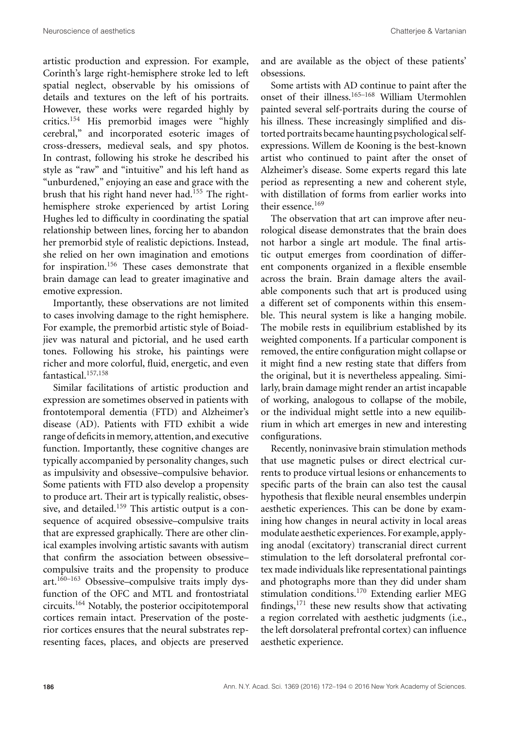artistic production and expression. For example, Corinth's large right-hemisphere stroke led to left spatial neglect, observable by his omissions of details and textures on the left of his portraits. However, these works were regarded highly by critics.[154] His premorbid images were "highly cerebral," and incorporated esoteric images of cross-dressers, medieval seals, and spy photos. In contrast, following his stroke he described his style as "raw" and "intuitive" and his left hand as "unburdened," enjoying an ease and grace with the brush that his right hand never had.[155] The right-hemisphere stroke experienced by artist Loring Hughes led to difficulty in coordinating the spatial relationship between lines, forcing her to abandon her premorbid style of realistic depictions. Instead, she relied on her own imagination and emotions for inspiration.[156] These cases demonstrate that brain damage can lead to greater imaginative and emotive expression.

Importantly, these observations are not limited to cases involving damage to the right hemisphere. For example, the premorbid artistic style of Boiadjiev was natural and pictorial, and he used earth tones. Following his stroke, his paintings were richer and more colorful, fluid, energetic, and even fantastical.[157,158]

Similar facilitations of artistic production and expression are sometimes observed in patients with frontotemporal dementia (FTD) and Alzheimer's disease (AD). Patients with FTD exhibit a wide range of deficits in memory, attention, and executive function. Importantly, these cognitive changes are typically accompanied by personality changes, such as impulsivity and obsessive–compulsive behavior. Some patients with FTD also develop a propensity to produce art. Their art is typically realistic, obsessive, and detailed.[159] This artistic output is a consequence of acquired obsessive–compulsive traits that are expressed graphically. There are other clinical examples involving artistic savants with autism that confirm the association between obsessive–compulsive traits and the propensity to produce art.[160–163] Obsessive–compulsive traits imply dysfunction of the OFC and MTL and frontostriatal circuits.[164] Notably, the posterior occipitotemporal cortices remain intact. Preservation of the posterior cortices ensures that the neural substrates representing faces, places, and objects are preserved and are available as the object of these patients' obsessions.

Some artists with AD continue to paint after the onset of their illness.[165–168] William Utermohlen painted several self-portraits during the course of his illness. These increasingly simplified and distorted portraits became haunting psychological self-expressions. Willem de Kooning is the best-known artist who continued to paint after the onset of Alzheimer's disease. Some experts regard this late period as representing a new and coherent style, with distillation of forms from earlier works into their essence.[169]

The observation that art can improve after neurological disease demonstrates that the brain does not harbor a single art module. The final artistic output emerges from coordination of different components organized in a flexible ensemble across the brain. Brain damage alters the available components such that art is produced using a different set of components within this ensemble. This neural system is like a hanging mobile. The mobile rests in equilibrium established by its weighted components. If a particular component is removed, the entire configuration might collapse or it might find a new resting state that differs from the original, but it is nevertheless appealing. Similarly, brain damage might render an artist incapable of working, analogous to collapse of the mobile, or the individual might settle into a new equilibrium in which art emerges in new and interesting configurations.

Recently, noninvasive brain stimulation methods that use magnetic pulses or direct electrical currents to produce virtual lesions or enhancements to specific parts of the brain can also test the causal hypothesis that flexible neural ensembles underpin aesthetic experiences. This can be done by examining how changes in neural activity in local areas modulate aesthetic experiences. For example, applying anodal (excitatory) transcranial direct current stimulation to the left dorsolateral prefrontal cortex made individuals like representational paintings and photographs more than they did under sham stimulation conditions.[170] Extending earlier MEG findings,[171] these new results show that activating a region correlated with aesthetic judgments (i.e., the left dorsolateral prefrontal cortex) can influence aesthetic experience.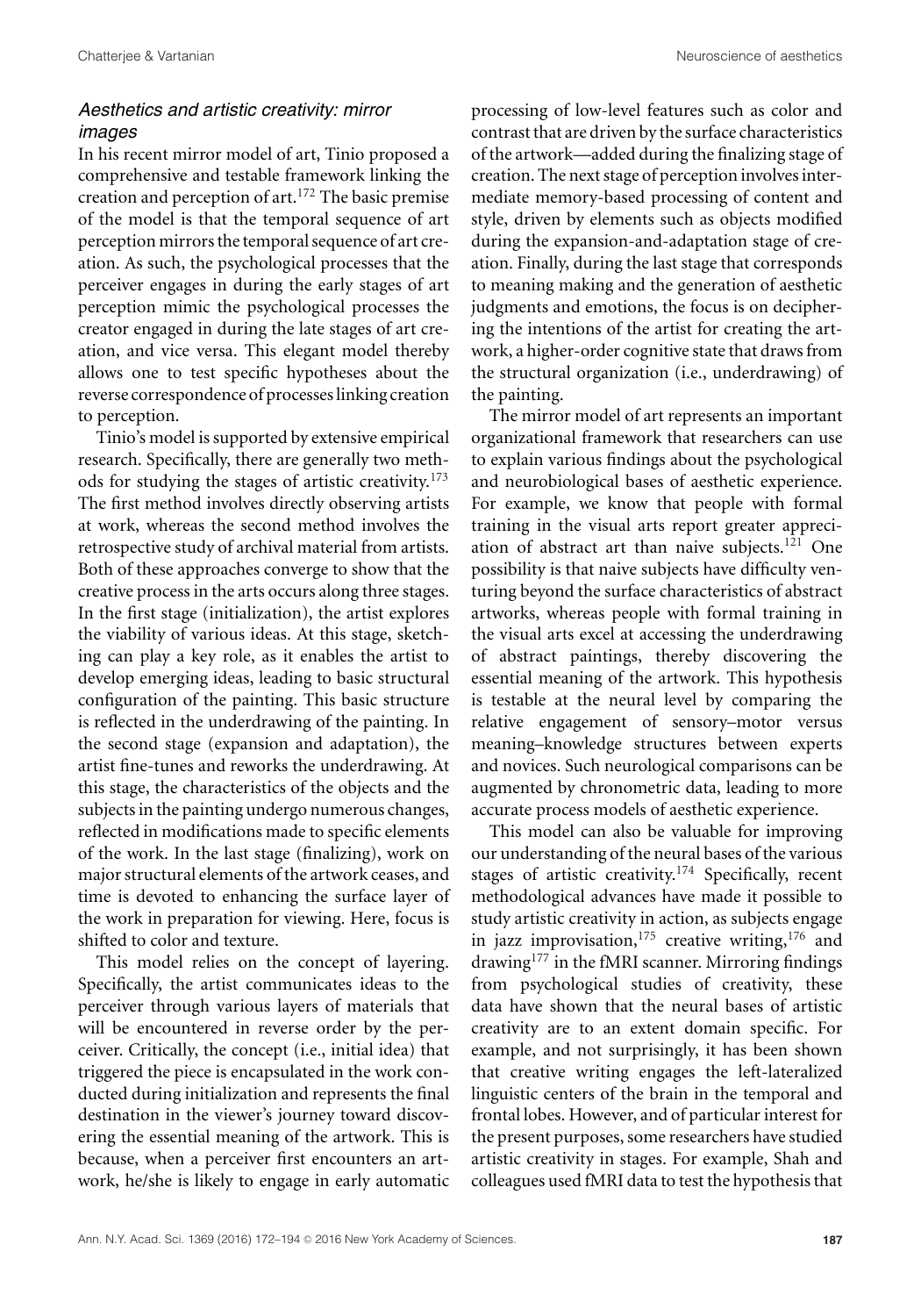### *Aesthetics and artistic creativity: mirror images*

In his recent mirror model of art, Tinio proposed a comprehensive and testable framework linking the creation and perception of art.[172] The basic premise of the model is that the temporal sequence of art perception mirrors the temporal sequence of art creation. As such, the psychological processes that the perceiver engages in during the early stages of art perception mimic the psychological processes the creator engaged in during the late stages of art creation, and vice versa. This elegant model thereby allows one to test specific hypotheses about the reverse correspondence of processes linking creation to perception.

Tinio's model is supported by extensive empirical research. Specifically, there are generally two methods for studying the stages of artistic creativity.[173] The first method involves directly observing artists at work, whereas the second method involves the retrospective study of archival material from artists. Both of these approaches converge to show that the creative process in the arts occurs along three stages. In the first stage (initialization), the artist explores the viability of various ideas. At this stage, sketching can play a key role, as it enables the artist to develop emerging ideas, leading to basic structural configuration of the painting. This basic structure is reflected in the underdrawing of the painting. In the second stage (expansion and adaptation), the artist fine-tunes and reworks the underdrawing. At this stage, the characteristics of the objects and the subjects in the painting undergo numerous changes, reflected in modifications made to specific elements of the work. In the last stage (finalizing), work on major structural elements of the artwork ceases, and time is devoted to enhancing the surface layer of the work in preparation for viewing. Here, focus is shifted to color and texture.

This model relies on the concept of layering. Specifically, the artist communicates ideas to the perceiver through various layers of materials that will be encountered in reverse order by the perceiver. Critically, the concept (i.e., initial idea) that triggered the piece is encapsulated in the work conducted during initialization and represents the final destination in the viewer's journey toward discovering the essential meaning of the artwork. This is because, when a perceiver first encounters an artwork, he/she is likely to engage in early automatic processing of low-level features such as color and contrast that are driven by the surface characteristics of the artwork—added during the finalizing stage of creation. The next stage of perception involves intermediate memory-based processing of content and style, driven by elements such as objects modified during the expansion-and-adaptation stage of creation. Finally, during the last stage that corresponds to meaning making and the generation of aesthetic judgments and emotions, the focus is on deciphering the intentions of the artist for creating the artwork, a higher-order cognitive state that draws from the structural organization (i.e., underdrawing) of the painting.

The mirror model of art represents an important organizational framework that researchers can use to explain various findings about the psychological and neurobiological bases of aesthetic experience. For example, we know that people with formal training in the visual arts report greater appreciation of abstract art than naive subjects.[121] One possibility is that naive subjects have difficulty venturing beyond the surface characteristics of abstract artworks, whereas people with formal training in the visual arts excel at accessing the underdrawing of abstract paintings, thereby discovering the essential meaning of the artwork. This hypothesis is testable at the neural level by comparing the relative engagement of sensory–motor versus meaning–knowledge structures between experts and novices. Such neurological comparisons can be augmented by chronometric data, leading to more accurate process models of aesthetic experience.

This model can also be valuable for improving our understanding of the neural bases of the various stages of artistic creativity.[174] Specifically, recent methodological advances have made it possible to study artistic creativity in action, as subjects engage in jazz improvisation,[175] creative writing,[176] and drawing[177] in the fMRI scanner. Mirroring findings from psychological studies of creativity, these data have shown that the neural bases of artistic creativity are to an extent domain specific. For example, and not surprisingly, it has been shown that creative writing engages the left-lateralized linguistic centers of the brain in the temporal and frontal lobes. However, and of particular interest for the present purposes, some researchers have studied artistic creativity in stages. For example, Shah and colleagues used fMRI data to test the hypothesis that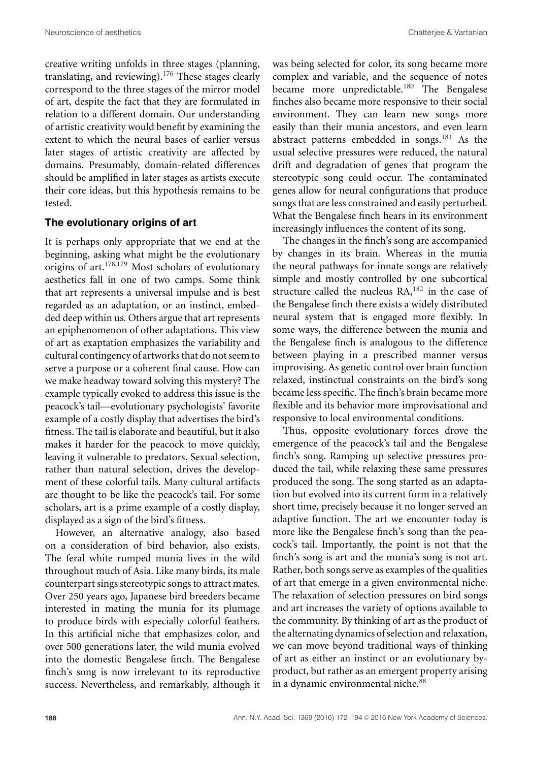creative writing unfolds in three stages (planning, translating, and reviewing).[176] These stages clearly correspond to the three stages of the mirror model of art, despite the fact that they are formulated in relation to a different domain. Our understanding of artistic creativity would benefit by examining the extent to which the neural bases of earlier versus later stages of artistic creativity are affected by domains. Presumably, domain-related differences should be amplified in later stages as artists execute their core ideas, but this hypothesis remains to be tested.

### The evolutionary origins of art

It is perhaps only appropriate that we end at the beginning, asking what might be the evolutionary origins of art.[178,179] Most scholars of evolutionary aesthetics fall in one of two camps. Some think that art represents a universal impulse and is best regarded as an adaptation, or an instinct, embedded deep within us. Others argue that art represents an epiphenomenon of other adaptations. This view of art as exaptation emphasizes the variability and cultural contingency of artworks that do not seem to serve a purpose or a coherent final cause. How can we make headway toward solving this mystery? The example typically evoked to address this issue is the peacock's tail—evolutionary psychologists' favorite example of a costly display that advertises the bird's fitness. The tail is elaborate and beautiful, but it also makes it harder for the peacock to move quickly, leaving it vulnerable to predators. Sexual selection, rather than natural selection, drives the development of these colorful tails. Many cultural artifacts are thought to be like the peacock's tail. For some scholars, art is a prime example of a costly display, displayed as a sign of the bird's fitness.

However, an alternative analogy, also based on a consideration of bird behavior, also exists. The feral white rumped munia lives in the wild throughout much of Asia. Like many birds, its male counterpart sings stereotypic songs to attract mates. Over 250 years ago, Japanese bird breeders became interested in mating the munia for its plumage to produce birds with especially colorful feathers. In this artificial niche that emphasizes color, and over 500 generations later, the wild munia evolved into the domestic Bengalese finch. The Bengalese finch's song is now irrelevant to its reproductive success. Nevertheless, and remarkably, although it was being selected for color, its song became more complex and variable, and the sequence of notes became more unpredictable.[180] The Bengalese finches also became more responsive to their social environment. They can learn new songs more easily than their munia ancestors, and even learn abstract patterns embedded in songs.[181] As the usual selective pressures were reduced, the natural drift and degradation of genes that program the stereotypic song could occur. The contaminated genes allow for neural configurations that produce songs that are less constrained and easily perturbed. What the Bengalese finch hears in its environment increasingly influences the content of its song.

The changes in the finch's song are accompanied by changes in its brain. Whereas in the munia the neural pathways for innate songs are relatively simple and mostly controlled by one subcortical structure called the nucleus RA,[182] in the case of the Bengalese finch there exists a widely distributed neural system that is engaged more flexibly. In some ways, the difference between the munia and the Bengalese finch is analogous to the difference between playing in a prescribed manner versus improvising. As genetic control over brain function relaxed, instinctual constraints on the bird's song became less specific. The finch's brain became more flexible and its behavior more improvisational and responsive to local environmental conditions.

Thus, opposite evolutionary forces drove the emergence of the peacock's tail and the Bengalese finch's song. Ramping up selective pressures produced the tail, while relaxing these same pressures produced the song. The song started as an adaptation but evolved into its current form in a relatively short time, precisely because it no longer served an adaptive function. The art we encounter today is more like the Bengalese finch's song than the peacock's tail. Importantly, the point is not that the finch's song is art and the munia's song is not art. Rather, both songs serve as examples of the qualities of art that emerge in a given environmental niche. The relaxation of selection pressures on bird songs and art increases the variety of options available to the community. By thinking of art as the product of the alternating dynamics of selection and relaxation, we can move beyond traditional ways of thinking of art as either an instinct or an evolutionary by-product, but rather as an emergent property arising in a dynamic environmental niche.[88]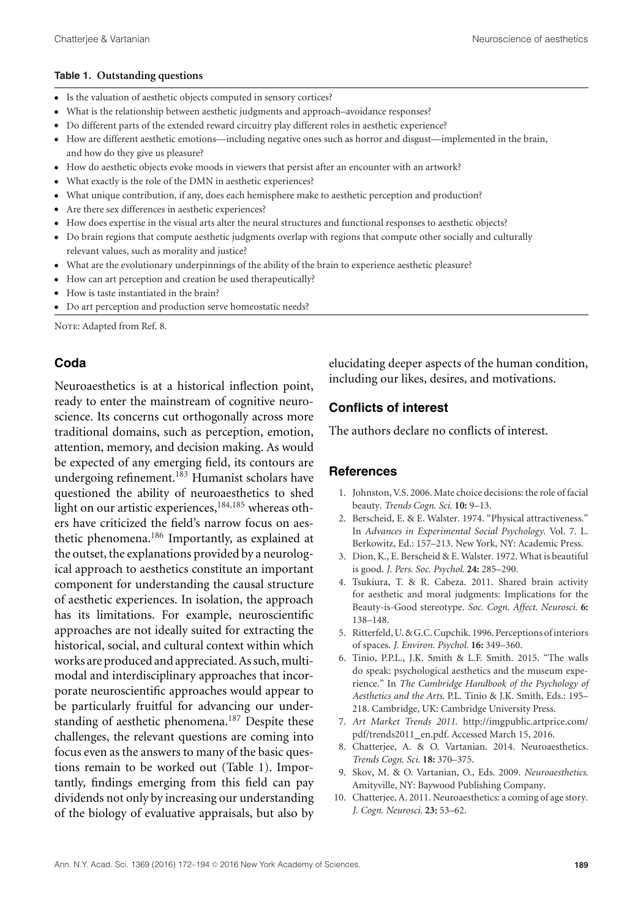**Table 1. Outstanding questions**

- Is the valuation of aesthetic objects computed in sensory cortices?
- What is the relationship between aesthetic judgments and approach–avoidance responses?
- Do different parts of the extended reward circuitry play different roles in aesthetic experience?
- How are different aesthetic emotions—including negative ones such as horror and disgust—implemented in the brain, and how do they give us pleasure?
- How do aesthetic objects evoke moods in viewers that persist after an encounter with an artwork?
- What exactly is the role of the DMN in aesthetic experiences?
- What unique contribution, if any, does each hemisphere make to aesthetic perception and production?
- Are there sex differences in aesthetic experiences?
- How does expertise in the visual arts alter the neural structures and functional responses to aesthetic objects?
- Do brain regions that compute aesthetic judgments overlap with regions that compute other socially and culturally relevant values, such as morality and justice?
- What are the evolutionary underpinnings of the ability of the brain to experience aesthetic pleasure?
- How can art perception and creation be used therapeutically?
- How is taste instantiated in the brain?
- Do art perception and production serve homeostatic needs?

NOTE: Adapted from Ref. 8.

## Coda

Neuroaesthetics is at a historical inflection point, ready to enter the mainstream of cognitive neuroscience. Its concerns cut orthogonally across more traditional domains, such as perception, emotion, attention, memory, and decision making. As would be expected of any emerging field, its contours are undergoing refinement.[183] Humanist scholars have questioned the ability of neuroaesthetics to shed light on our artistic experiences,[184,185] whereas others have criticized the field's narrow focus on aesthetic phenomena.[186] Importantly, as explained at the outset, the explanations provided by a neurological approach to aesthetics constitute an important component for understanding the causal structure of aesthetic experiences. In isolation, the approach has its limitations. For example, neuroscientific approaches are not ideally suited for extracting the historical, social, and cultural context within which works are produced and appreciated. As such, multimodal and interdisciplinary approaches that incorporate neuroscientific approaches would appear to be particularly fruitful for advancing our understanding of aesthetic phenomena.[187] Despite these challenges, the relevant questions are coming into focus even as the answers to many of the basic questions remain to be worked out (Table 1). Importantly, findings emerging from this field can pay dividends not only by increasing our understanding of the biology of evaluative appraisals, but also by elucidating deeper aspects of the human condition, including our likes, desires, and motivations.

## Conflicts of interest

The authors declare no conflicts of interest.

## References

1. Johnston, V.S. 2006. Mate choice decisions: the role of facial beauty. *Trends Cogn. Sci.* **10:** 9–13.
2. Berscheid, E. & E. Walster. 1974. "Physical attractiveness." In *Advances in Experimental Social Psychology*. Vol. 7. L. Berkowitz, Ed.: 157–213. New York, NY: Academic Press.
3. Dion, K., E. Berscheid & E. Walster. 1972. What is beautiful is good. *J. Pers. Soc. Psychol.* **24:** 285–290.
4. Tsukiura, T. & R. Cabeza. 2011. Shared brain activity for aesthetic and moral judgments: Implications for the Beauty-is-Good stereotype. *Soc. Cogn. Affect. Neurosci.* **6:** 138–148.
5. Ritterfeld, U. & G.C. Cupchik. 1996. Perceptions of interiors of spaces. *J. Environ. Psychol.* **16:** 349–360.
6. Tinio, P.P.L., J.K. Smith & L.F. Smith. 2015. "The walls do speak: psychological aesthetics and the museum experience." In *The Cambridge Handbook of the Psychology of Aesthetics and the Arts*. P.L. Tinio & J.K. Smith, Eds.: 195–218. Cambridge, UK: Cambridge University Press.
7. *Art Market Trends 2011.* http://imgpublic.artprice.com/pdf/trends2011_en.pdf. Accessed March 15, 2016.
8. Chatterjee, A. & O. Vartanian. 2014. Neuroaesthetics. *Trends Cogn. Sci.* **18:** 370–375.
9. Skov, M. & O. Vartanian, O., Eds. 2009. *Neuroaesthetics*. Amityville, NY: Baywood Publishing Company.
10. Chatterjee, A. 2011. Neuroaesthetics: a coming of age story. *J. Cogn. Neurosci.* **23:** 53–62.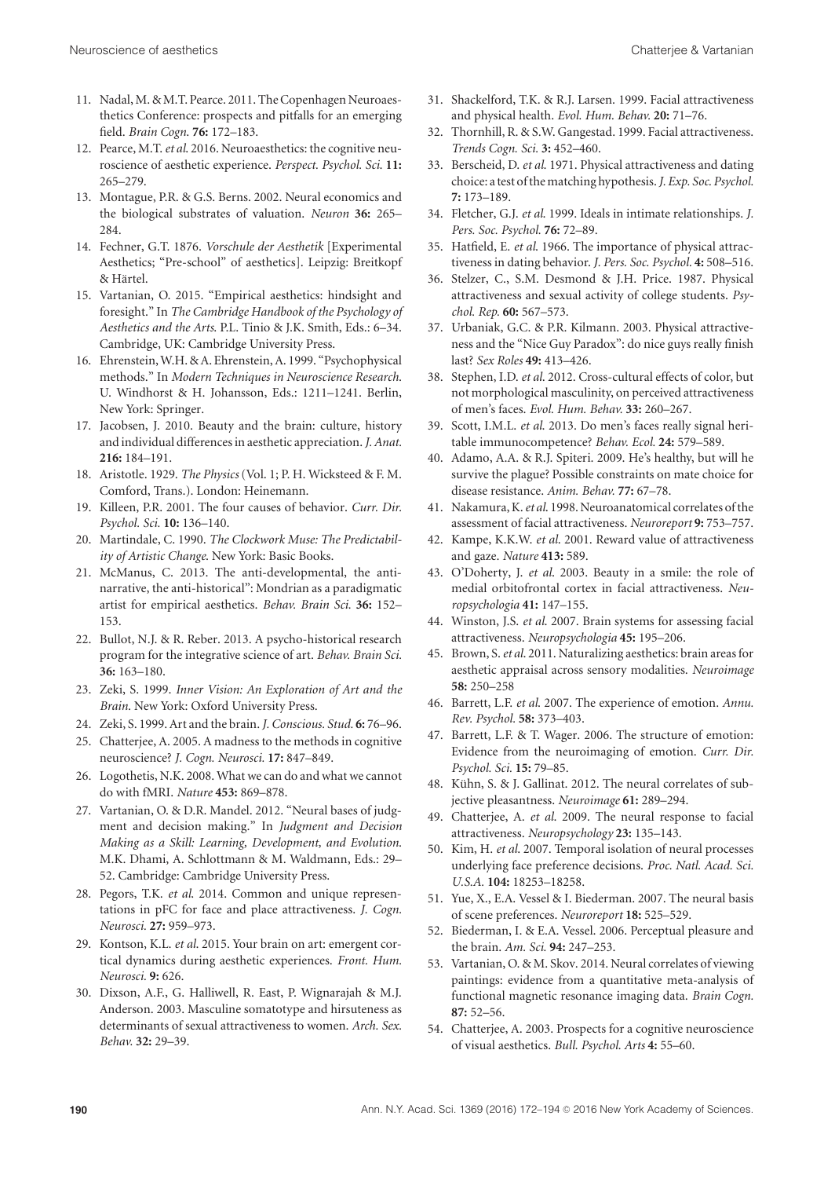11. Nadal, M. & M.T. Pearce. 2011. The Copenhagen Neuroaesthetics Conference: prospects and pitfalls for an emerging field. *Brain Cogn.* **76:** 172–183.
12. Pearce, M.T. *et al.* 2016. Neuroaesthetics: the cognitive neuroscience of aesthetic experience. *Perspect. Psychol. Sci.* **11:** 265–279.
13. Montague, P.R. & G.S. Berns. 2002. Neural economics and the biological substrates of valuation. *Neuron* **36:** 265–284.
14. Fechner, G.T. 1876. *Vorschule der Aesthetik* [Experimental Aesthetics; "Pre-school" of aesthetics]. Leipzig: Breitkopf & Härtel.
15. Vartanian, O. 2015. "Empirical aesthetics: hindsight and foresight." In *The Cambridge Handbook of the Psychology of Aesthetics and the Arts*. P.L. Tinio & J.K. Smith, Eds.: 6–34. Cambridge, UK: Cambridge University Press.
16. Ehrenstein, W.H. & A. Ehrenstein, A. 1999. "Psychophysical methods." In *Modern Techniques in Neuroscience Research*. U. Windhorst & H. Johansson, Eds.: 1211–1241. Berlin, New York: Springer.
17. Jacobsen, J. 2010. Beauty and the brain: culture, history and individual differences in aesthetic appreciation. *J. Anat.* **216:** 184–191.
18. Aristotle. 1929. *The Physics* (Vol. 1; P. H. Wicksteed & F. M. Comford, Trans.). London: Heinemann.
19. Killeen, P.R. 2001. The four causes of behavior. *Curr. Dir. Psychol. Sci.* **10:** 136–140.
20. Martindale, C. 1990. *The Clockwork Muse: The Predictability of Artistic Change*. New York: Basic Books.
21. McManus, C. 2013. The anti-developmental, the anti-narrative, the anti-historical": Mondrian as a paradigmatic artist for empirical aesthetics. *Behav. Brain Sci.* **36:** 152–153.
22. Bullot, N.J. & R. Reber. 2013. A psycho-historical research program for the integrative science of art. *Behav. Brain Sci.* **36:** 163–180.
23. Zeki, S. 1999. *Inner Vision: An Exploration of Art and the Brain*. New York: Oxford University Press.
24. Zeki, S. 1999. Art and the brain. *J. Conscious. Stud.* **6:** 76–96.
25. Chatterjee, A. 2005. A madness to the methods in cognitive neuroscience? *J. Cogn. Neurosci.* **17:** 847–849.
26. Logothetis, N.K. 2008. What we can do and what we cannot do with fMRI. *Nature* **453:** 869–878.
27. Vartanian, O. & D.R. Mandel. 2012. "Neural bases of judgment and decision making." In *Judgment and Decision Making as a Skill: Learning, Development, and Evolution*. M.K. Dhami, A. Schlottmann & M. Waldmann, Eds.: 29–52. Cambridge: Cambridge University Press.
28. Pegors, T.K. *et al.* 2014. Common and unique representations in pFC for face and place attractiveness. *J. Cogn. Neurosci.* **27:** 959–973.
29. Kontson, K.L. *et al.* 2015. Your brain on art: emergent cortical dynamics during aesthetic experiences. *Front. Hum. Neurosci.* **9:** 626.
30. Dixson, A.F., G. Halliwell, R. East, P. Wignarajah & M.J. Anderson. 2003. Masculine somatotype and hirsuteness as determinants of sexual attractiveness to women. *Arch. Sex. Behav.* **32:** 29–39.
31. Shackelford, T.K. & R.J. Larsen. 1999. Facial attractiveness and physical health. *Evol. Hum. Behav.* **20:** 71–76.
32. Thornhill, R. & S.W. Gangestad. 1999. Facial attractiveness. *Trends Cogn. Sci.* **3:** 452–460.
33. Berscheid, D. *et al.* 1971. Physical attractiveness and dating choice: a test of the matching hypothesis. *J. Exp. Soc. Psychol.* **7:** 173–189.
34. Fletcher, G.J. *et al.* 1999. Ideals in intimate relationships. *J. Pers. Soc. Psychol.* **76:** 72–89.
35. Hatfield, E. *et al.* 1966. The importance of physical attractiveness in dating behavior. *J. Pers. Soc. Psychol.* **4:** 508–516.
36. Stelzer, C., S.M. Desmond & J.H. Price. 1987. Physical attractiveness and sexual activity of college students. *Psychol. Rep.* **60:** 567–573.
37. Urbaniak, G.C. & P.R. Kilmann. 2003. Physical attractiveness and the "Nice Guy Paradox": do nice guys really finish last? *Sex Roles* **49:** 413–426.
38. Stephen, I.D. *et al.* 2012. Cross-cultural effects of color, but not morphological masculinity, on perceived attractiveness of men's faces. *Evol. Hum. Behav.* **33:** 260–267.
39. Scott, I.M.L. *et al.* 2013. Do men's faces really signal heritable immunocompetence? *Behav. Ecol.* **24:** 579–589.
40. Adamo, A.A. & R.J. Spiteri. 2009. He's healthy, but will he survive the plague? Possible constraints on mate choice for disease resistance. *Anim. Behav.* **77:** 67–78.
41. Nakamura, K. *et al.* 1998. Neuroanatomical correlates of the assessment of facial attractiveness. *Neuroreport* **9:** 753–757.
42. Kampe, K.K.W. *et al.* 2001. Reward value of attractiveness and gaze. *Nature* **413:** 589.
43. O'Doherty, J. *et al.* 2003. Beauty in a smile: the role of medial orbitofrontal cortex in facial attractiveness. *Neuropsychologia* **41:** 147–155.
44. Winston, J.S. *et al.* 2007. Brain systems for assessing facial attractiveness. *Neuropsychologia* **45:** 195–206.
45. Brown, S. *et al.* 2011. Naturalizing aesthetics: brain areas for aesthetic appraisal across sensory modalities. *Neuroimage* **58:** 250–258
46. Barrett, L.F. *et al.* 2007. The experience of emotion. *Annu. Rev. Psychol.* **58:** 373–403.
47. Barrett, L.F. & T. Wager. 2006. The structure of emotion: Evidence from the neuroimaging of emotion. *Curr. Dir. Psychol. Sci.* **15:** 79–85.
48. Kühn, S. & J. Gallinat. 2012. The neural correlates of subjective pleasantness. *Neuroimage* **61:** 289–294.
49. Chatterjee, A. *et al.* 2009. The neural response to facial attractiveness. *Neuropsychology* **23:** 135–143.
50. Kim, H. *et al.* 2007. Temporal isolation of neural processes underlying face preference decisions. *Proc. Natl. Acad. Sci. U.S.A.* **104:** 18253–18258.
51. Yue, X., E.A. Vessel & I. Biederman. 2007. The neural basis of scene preferences. *Neuroreport* **18:** 525–529.
52. Biederman, I. & E.A. Vessel. 2006. Perceptual pleasure and the brain. *Am. Sci.* **94:** 247–253.
53. Vartanian, O. & M. Skov. 2014. Neural correlates of viewing paintings: evidence from a quantitative meta-analysis of functional magnetic resonance imaging data. *Brain Cogn.* **87:** 52–56.
54. Chatterjee, A. 2003. Prospects for a cognitive neuroscience of visual aesthetics. *Bull. Psychol. Arts* **4:** 55–60.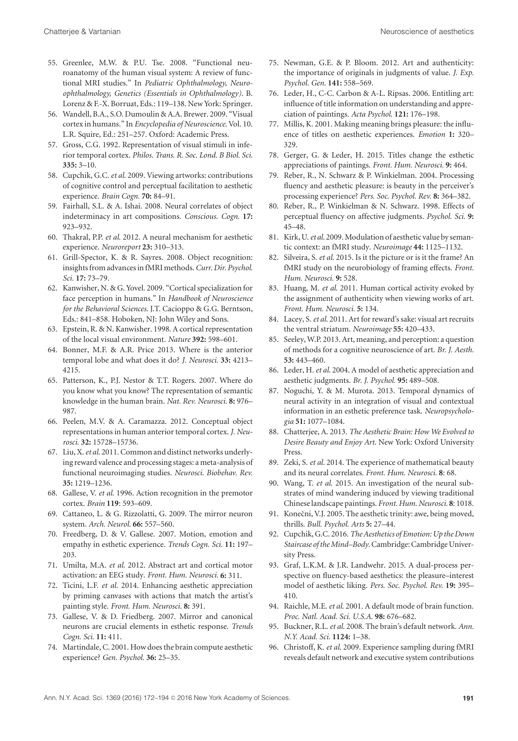55. Greenlee, M.W. & P.U. Tse. 2008. "Functional neuroanatomy of the human visual system: A review of functional MRI studies." In *Pediatric Ophthalmology, Neuro-ophthalmology, Genetics (Essentials in Ophthalmology)*. B. Lorenz & F.-X. Borruat, Eds.: 119–138. New York: Springer.
56. Wandell, B.A., S.O. Dumoulin & A.A. Brewer. 2009. "Visual cortex in humans." In *Encyclopedia of Neuroscience*. Vol. 10. L.R. Squire, Ed.: 251–257. Oxford: Academic Press.
57. Gross, C.G. 1992. Representation of visual stimuli in inferior temporal cortex. *Philos. Trans. R. Soc. Lond. B Biol. Sci.* **335:** 3–10.
58. Cupchik, G.C. *et al.* 2009. Viewing artworks: contributions of cognitive control and perceptual facilitation to aesthetic experience. *Brain Cogn.* **70:** 84–91.
59. Fairhall, S.L. & A. Ishai. 2008. Neural correlates of object indeterminacy in art compositions. *Conscious. Cogn.* **17:** 923–932.
60. Thakral, P.P. *et al.* 2012. A neural mechanism for aesthetic experience. *Neuroreport* **23:** 310–313.
61. Grill-Spector, K. & R. Sayres. 2008. Object recognition: insights from advances in fMRI methods. *Curr. Dir. Psychol. Sci.* **17:** 73–79.
62. Kanwisher, N. & G. Yovel. 2009. "Cortical specialization for face perception in humans." In *Handbook of Neuroscience for the Behavioral Sciences*. J.T. Cacioppo & G.G. Berntson, Eds.: 841–858. Hoboken, NJ: John Wiley and Sons.
63. Epstein, R. & N. Kanwisher. 1998. A cortical representation of the local visual environment. *Nature* **392:** 598–601.
64. Bonner, M.F. & A.R. Price 2013. Where is the anterior temporal lobe and what does it do? *J. Neurosci.* **33:** 4213–4215.
65. Patterson, K., P.J. Nestor & T.T. Rogers. 2007. Where do you know what you know? The representation of semantic knowledge in the human brain. *Nat. Rev. Neurosci.* **8:** 976–987.
66. Peelen, M.V. & A. Caramazza. 2012. Conceptual object representations in human anterior temporal cortex. *J. Neurosci.* **32:** 15728–15736.
67. Liu, X. *et al.* 2011. Common and distinct networks underlying reward valence and processing stages: a meta-analysis of functional neuroimaging studies. *Neurosci. Biobehav. Rev.* **35:** 1219–1236.
68. Gallese, V. *et al.* 1996. Action recognition in the premotor cortex. *Brain* **119**: 593–609.
69. Cattaneo, L. & G. Rizzolatti, G. 2009. The mirror neuron system. *Arch. Neurol.* **66:** 557–560.
70. Freedberg, D. & V. Gallese. 2007. Motion, emotion and empathy in esthetic experience. *Trends Cogn. Sci.* **11:** 197–203.
71. Umilta, M.A. *et al.* 2012. Abstract art and cortical motor activation: an EEG study. *Front. Hum. Neurosci.* **6:** 311.
72. Ticini, L.F. *et al.* 2014. Enhancing aesthetic appreciation by priming canvases with actions that match the artist's painting style. *Front. Hum. Neurosci.* **8:** 391.
73. Gallese, V. & D. Friedberg. 2007. Mirror and canonical neurons are crucial elements in esthetic response. *Trends Cogn. Sci.* **11:** 411.
74. Martindale, C. 2001. How does the brain compute aesthetic experience? *Gen. Psychol.* **36:** 25–35.
75. Newman, G.E. & P. Bloom. 2012. Art and authenticity: the importance of originals in judgments of value. *J. Exp. Psychol. Gen.* **141:** 558–569.
76. Leder, H., C-C. Carbon & A-L. Ripsas. 2006. Entitling art: influence of title information on understanding and appreciation of paintings. *Acta Psychol.* **121:** 176–198.
77. Millis, K. 2001. Making meaning brings pleasure: the influence of titles on aesthetic experiences. *Emotion* **1:** 320–329.
78. Gerger, G. & Leder, H. 2015. Titles change the esthetic appreciations of paintings. *Front. Hum. Neurosci.* **9:** 464.
79. Reber, R., N. Schwarz & P. Winkielman. 2004. Processing fluency and aesthetic pleasure: is beauty in the perceiver's processing experience? *Pers. Soc. Psychol. Rev.* **8:** 364–382.
80. Reber, R., P. Winkielman & N. Schwarz. 1998. Effects of perceptual fluency on affective judgments. *Psychol. Sci.* **9:** 45–48.
81. Kirk, U. *et al.* 2009. Modulation of aesthetic value by semantic context: an fMRI study. *Neuroimage* **44:** 1125–1132.
82. Silveira, S. *et al.* 2015. Is it the picture or is it the frame? An fMRI study on the neurobiology of framing effects. *Front. Hum. Neurosci.* **9:** 528.
83. Huang, M. *et al.* 2011. Human cortical activity evoked by the assignment of authenticity when viewing works of art. *Front. Hum. Neurosci.* **5:** 134.
84. Lacey, S. *et al.* 2011. Art for reward's sake: visual art recruits the ventral striatum. *Neuroimage* **55:** 420–433.
85. Seeley, W.P. 2013. Art, meaning, and perception: a question of methods for a cognitive neuroscience of art. *Br. J. Aesth.* **53:** 443–460.
86. Leder, H. *et al.* 2004. A model of aesthetic appreciation and aesthetic judgments. *Br. J. Psychol.* **95:** 489–508.
87. Noguchi, Y. & M. Murota. 2013. Temporal dynamics of neural activity in an integration of visual and contextual information in an esthetic preference task. *Neuropsychologia* **51:** 1077–1084.
88. Chatterjee, A. 2013. *The Aesthetic Brain: How We Evolved to Desire Beauty and Enjoy Art*. New York: Oxford University Press.
89. Zeki, S. *et al.* 2014. The experience of mathematical beauty and its neural correlates. *Front. Hum. Neurosci.* **8**: 68.
90. Wang, T. *et al.* 2015. An investigation of the neural substrates of mind wandering induced by viewing traditional Chinese landscape paintings. *Front. Hum. Neurosci.* **8**: 1018.
91. Konečni, V.J. 2005. The aesthetic trinity: awe, being moved, thrills. *Bull. Psychol. Arts* **5:** 27–44.
92. Cupchik, G.C. 2016. *The Aesthetics of Emotion: Up the Down Staircase of the Mind–Body*. Cambridge: Cambridge University Press.
93. Graf, L.K.M. & J.R. Landwehr. 2015. A dual-process perspective on fluency-based aesthetics: the pleasure–interest model of aesthetic liking. *Pers. Soc. Psychol. Rev.* **19:** 395–410.
94. Raichle, M.E. *et al.* 2001. A default mode of brain function. *Proc. Natl. Acad. Sci. U.S.A.* **98:** 676–682.
95. Buckner, R.L. *et al.* 2008. The brain's default network. *Ann. N.Y. Acad. Sci.* **1124:** 1–38.
96. Christoff, K. *et al.* 2009. Experience sampling during fMRI reveals default network and executive system contributions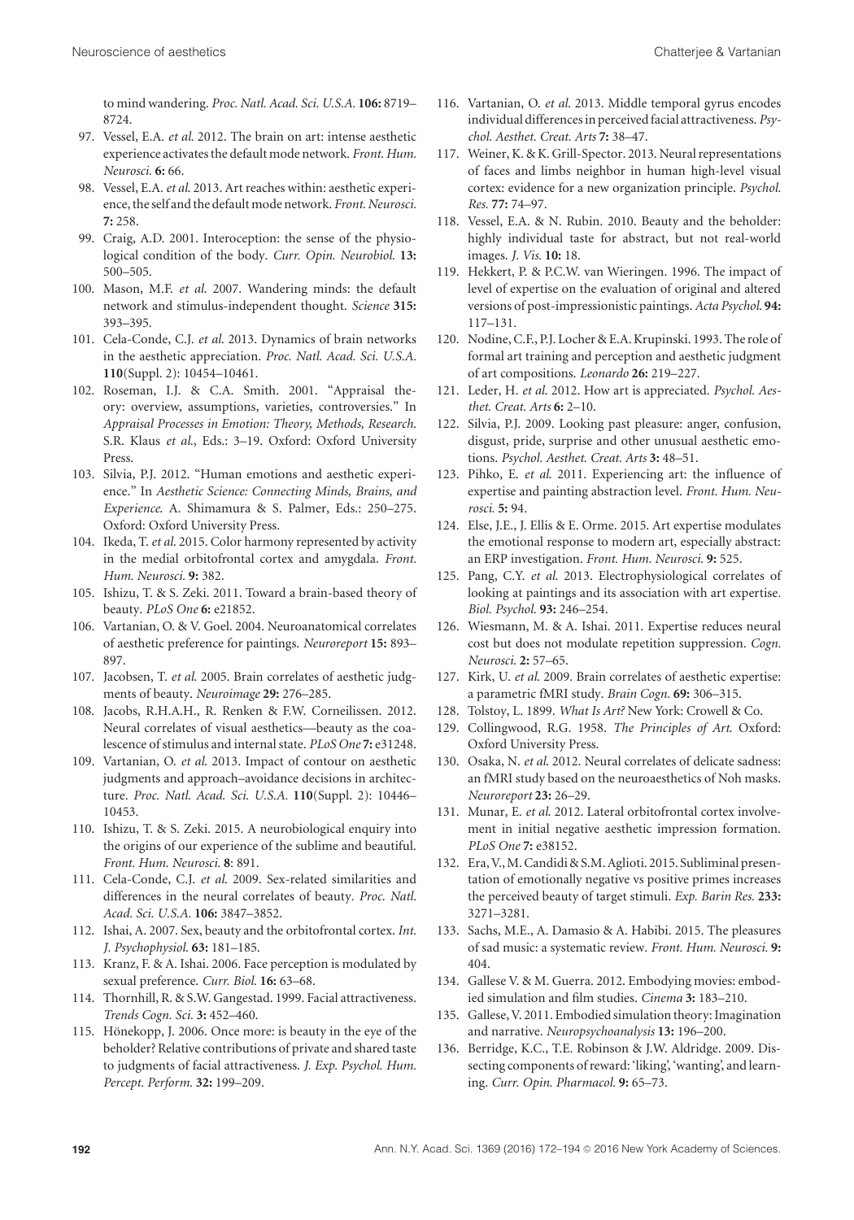to mind wandering. *Proc. Natl. Acad. Sci. U.S.A.* **106:** 8719–8724.

97. Vessel, E.A. *et al.* 2012. The brain on art: intense aesthetic experience activates the default mode network. *Front. Hum. Neurosci.* **6:** 66.
98. Vessel, E.A. *et al.* 2013. Art reaches within: aesthetic experience, the self and the default mode network. *Front. Neurosci.* **7:** 258.
99. Craig, A.D. 2001. Interoception: the sense of the physiological condition of the body. *Curr. Opin. Neurobiol.* **13:** 500–505.
100. Mason, M.F. *et al.* 2007. Wandering minds: the default network and stimulus-independent thought. *Science* **315:** 393–395.
101. Cela-Conde, C.J. *et al.* 2013. Dynamics of brain networks in the aesthetic appreciation. *Proc. Natl. Acad. Sci. U.S.A.* **110**(Suppl. 2): 10454–10461.
102. Roseman, I.J. & C.A. Smith. 2001. "Appraisal theory: overview, assumptions, varieties, controversies." In *Appraisal Processes in Emotion: Theory, Methods, Research*. S.R. Klaus *et al.*, Eds.: 3–19. Oxford: Oxford University Press.
103. Silvia, P.J. 2012. "Human emotions and aesthetic experience." In *Aesthetic Science: Connecting Minds, Brains, and Experience.* A. Shimamura & S. Palmer, Eds.: 250–275. Oxford: Oxford University Press.
104. Ikeda, T. *et al.* 2015. Color harmony represented by activity in the medial orbitofrontal cortex and amygdala. *Front. Hum. Neurosci.* **9:** 382.
105. Ishizu, T. & S. Zeki. 2011. Toward a brain-based theory of beauty. *PLoS One* **6:** e21852.
106. Vartanian, O. & V. Goel. 2004. Neuroanatomical correlates of aesthetic preference for paintings. *Neuroreport* **15:** 893–897.
107. Jacobsen, T. *et al.* 2005. Brain correlates of aesthetic judgments of beauty. *Neuroimage* **29:** 276–285.
108. Jacobs, R.H.A.H., R. Renken & F.W. Corneilissen. 2012. Neural correlates of visual aesthetics—beauty as the coalescence of stimulus and internal state. *PLoS One* **7:** e31248.
109. Vartanian, O. *et al.* 2013. Impact of contour on aesthetic judgments and approach–avoidance decisions in architecture. *Proc. Natl. Acad. Sci. U.S.A.* **110**(Suppl. 2): 10446–10453.
110. Ishizu, T. & S. Zeki. 2015. A neurobiological enquiry into the origins of our experience of the sublime and beautiful. *Front. Hum. Neurosci.* **8**: 891.
111. Cela-Conde, C.J. *et al.* 2009. Sex-related similarities and differences in the neural correlates of beauty. *Proc. Natl. Acad. Sci. U.S.A.* **106:** 3847–3852.
112. Ishai, A. 2007. Sex, beauty and the orbitofrontal cortex. *Int. J. Psychophysiol.* **63:** 181–185.
113. Kranz, F. & A. Ishai. 2006. Face perception is modulated by sexual preference. *Curr. Biol.* **16:** 63–68.
114. Thornhill, R. & S.W. Gangestad. 1999. Facial attractiveness. *Trends Cogn. Sci.* **3:** 452–460.
115. Hönekopp, J. 2006. Once more: is beauty in the eye of the beholder? Relative contributions of private and shared taste to judgments of facial attractiveness. *J. Exp. Psychol. Hum. Percept. Perform.* **32:** 199–209.
116. Vartanian, O. *et al.* 2013. Middle temporal gyrus encodes individual differences in perceived facial attractiveness. *Psychol. Aesthet. Creat. Arts* **7:** 38–47.
117. Weiner, K. & K. Grill-Spector. 2013. Neural representations of faces and limbs neighbor in human high-level visual cortex: evidence for a new organization principle. *Psychol. Res.* **77:** 74–97.
118. Vessel, E.A. & N. Rubin. 2010. Beauty and the beholder: highly individual taste for abstract, but not real-world images. *J. Vis.* **10:** 18.
119. Hekkert, P. & P.C.W. van Wieringen. 1996. The impact of level of expertise on the evaluation of original and altered versions of post-impressionistic paintings. *Acta Psychol.* **94:** 117–131.
120. Nodine, C.F., P.J. Locher & E.A. Krupinski. 1993. The role of formal art training and perception and aesthetic judgment of art compositions. *Leonardo* **26:** 219–227.
121. Leder, H. *et al.* 2012. How art is appreciated. *Psychol. Aesthet. Creat. Arts* **6:** 2–10.
122. Silvia, P.J. 2009. Looking past pleasure: anger, confusion, disgust, pride, surprise and other unusual aesthetic emotions. *Psychol. Aesthet. Creat. Arts* **3:** 48–51.
123. Pihko, E. *et al.* 2011. Experiencing art: the influence of expertise and painting abstraction level. *Front. Hum. Neurosci.* **5:** 94.
124. Else, J.E., J. Ellis & E. Orme. 2015. Art expertise modulates the emotional response to modern art, especially abstract: an ERP investigation. *Front. Hum. Neurosci.* **9:** 525.
125. Pang, C.Y. *et al.* 2013. Electrophysiological correlates of looking at paintings and its association with art expertise. *Biol. Psychol.* **93:** 246–254.
126. Wiesmann, M. & A. Ishai. 2011. Expertise reduces neural cost but does not modulate repetition suppression. *Cogn. Neurosci.* **2:** 57–65.
127. Kirk, U. *et al.* 2009. Brain correlates of aesthetic expertise: a parametric fMRI study. *Brain Cogn.* **69:** 306–315.
128. Tolstoy, L. 1899. *What Is Art?* New York: Crowell & Co.
129. Collingwood, R.G. 1958. *The Principles of Art.* Oxford: Oxford University Press.
130. Osaka, N. *et al.* 2012. Neural correlates of delicate sadness: an fMRI study based on the neuroaesthetics of Noh masks. *Neuroreport* **23:** 26–29.
131. Munar, E. *et al.* 2012. Lateral orbitofrontal cortex involvement in initial negative aesthetic impression formation. *PLoS One* **7:** e38152.
132. Era, V., M. Candidi & S.M. Aglioti. 2015. Subliminal presentation of emotionally negative vs positive primes increases the perceived beauty of target stimuli. *Exp. Barin Res.* **233:** 3271–3281.
133. Sachs, M.E., A. Damasio & A. Habibi. 2015. The pleasures of sad music: a systematic review. *Front. Hum. Neurosci.* **9:** 404.
134. Gallese V. & M. Guerra. 2012. Embodying movies: embodied simulation and film studies. *Cinema* **3:** 183–210.
135. Gallese, V. 2011. Embodied simulation theory: Imagination and narrative. *Neuropsychoanalysis* **13:** 196–200.
136. Berridge, K.C., T.E. Robinson & J.W. Aldridge. 2009. Dissecting components of reward: 'liking', 'wanting', and learning. *Curr. Opin. Pharmacol.* **9:** 65–73.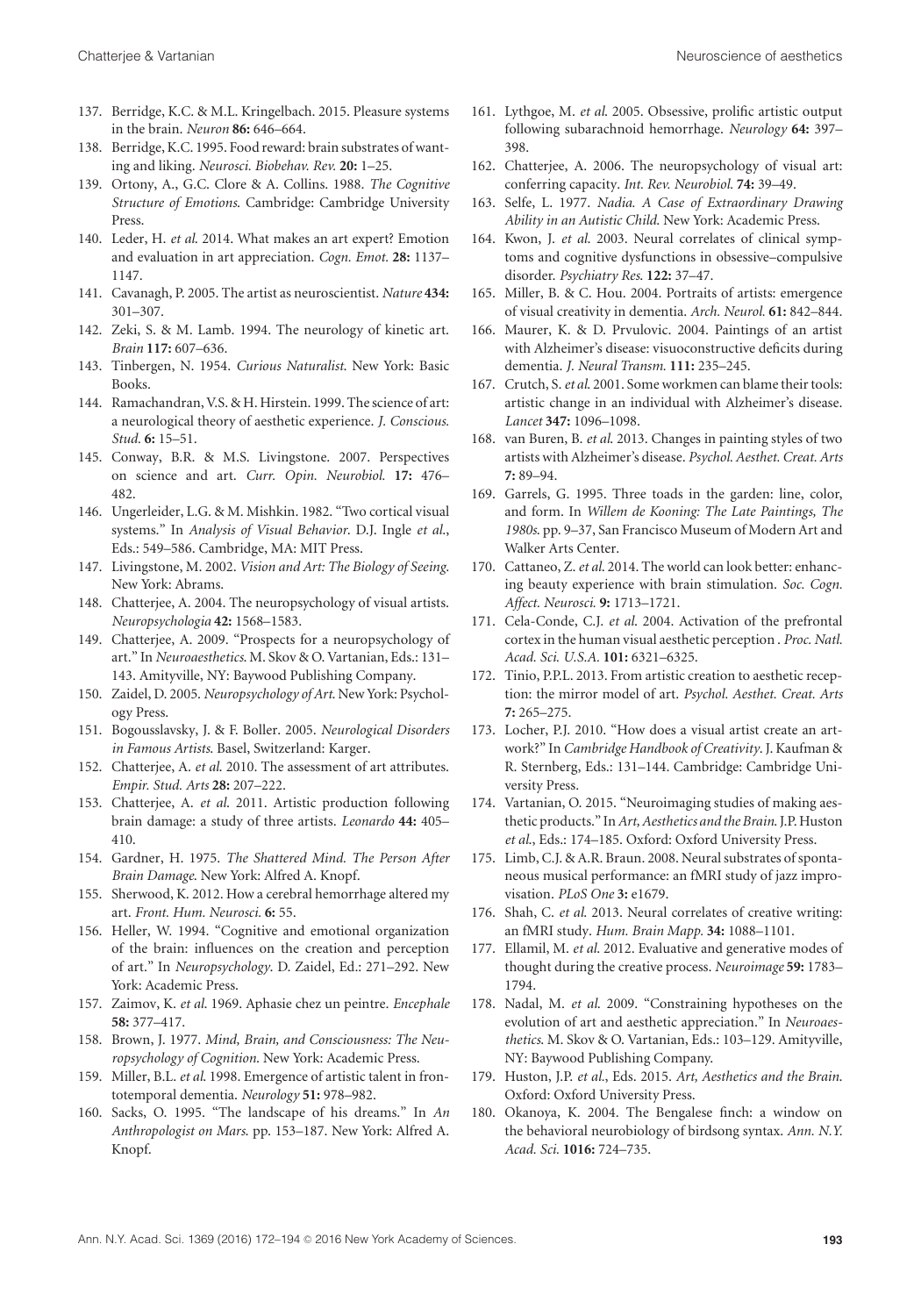137. Berridge, K.C. & M.L. Kringelbach. 2015. Pleasure systems in the brain. *Neuron* **86:** 646–664.
138. Berridge, K.C. 1995. Food reward: brain substrates of wanting and liking. *Neurosci. Biobehav. Rev.* **20:** 1–25.
139. Ortony, A., G.C. Clore & A. Collins. 1988. *The Cognitive Structure of Emotions*. Cambridge: Cambridge University Press.
140. Leder, H. *et al.* 2014. What makes an art expert? Emotion and evaluation in art appreciation. *Cogn. Emot.* **28:** 1137–1147.
141. Cavanagh, P. 2005. The artist as neuroscientist. *Nature* **434:** 301–307.
142. Zeki, S. & M. Lamb. 1994. The neurology of kinetic art. *Brain* **117:** 607–636.
143. Tinbergen, N. 1954. *Curious Naturalist*. New York: Basic Books.
144. Ramachandran, V.S. & H. Hirstein. 1999. The science of art: a neurological theory of aesthetic experience. *J. Conscious. Stud.* **6:** 15–51.
145. Conway, B.R. & M.S. Livingstone. 2007. Perspectives on science and art. *Curr. Opin. Neurobiol.* **17:** 476–482.
146. Ungerleider, L.G. & M. Mishkin. 1982. "Two cortical visual systems." In *Analysis of Visual Behavior*. D.J. Ingle *et al.*, Eds.: 549–586. Cambridge, MA: MIT Press.
147. Livingstone, M. 2002. *Vision and Art: The Biology of Seeing*. New York: Abrams.
148. Chatterjee, A. 2004. The neuropsychology of visual artists. *Neuropsychologia* **42:** 1568–1583.
149. Chatterjee, A. 2009. "Prospects for a neuropsychology of art." In *Neuroaesthetics*. M. Skov & O. Vartanian, Eds.: 131–143. Amityville, NY: Baywood Publishing Company.
150. Zaidel, D. 2005. *Neuropsychology of Art*. New York: Psychology Press.
151. Bogousslavsky, J. & F. Boller. 2005. *Neurological Disorders in Famous Artists*. Basel, Switzerland: Karger.
152. Chatterjee, A. *et al.* 2010. The assessment of art attributes. *Empir. Stud. Arts* **28:** 207–222.
153. Chatterjee, A. *et al.* 2011. Artistic production following brain damage: a study of three artists. *Leonardo* **44:** 405–410.
154. Gardner, H. 1975. *The Shattered Mind. The Person After Brain Damage*. New York: Alfred A. Knopf.
155. Sherwood, K. 2012. How a cerebral hemorrhage altered my art. *Front. Hum. Neurosci.* **6:** 55.
156. Heller, W. 1994. "Cognitive and emotional organization of the brain: influences on the creation and perception of art." In *Neuropsychology*. D. Zaidel, Ed.: 271–292. New York: Academic Press.
157. Zaimov, K. *et al.* 1969. Aphasie chez un peintre. *Encephale* **58:** 377–417.
158. Brown, J. 1977. *Mind, Brain, and Consciousness: The Neuropsychology of Cognition*. New York: Academic Press.
159. Miller, B.L. *et al.* 1998. Emergence of artistic talent in frontotemporal dementia. *Neurology* **51:** 978–982.
160. Sacks, O. 1995. "The landscape of his dreams." In *An Anthropologist on Mars*. pp. 153–187. New York: Alfred A. Knopf.
161. Lythgoe, M. *et al.* 2005. Obsessive, prolific artistic output following subarachnoid hemorrhage. *Neurology* **64:** 397–398.
162. Chatterjee, A. 2006. The neuropsychology of visual art: conferring capacity. *Int. Rev. Neurobiol.* **74:** 39–49.
163. Selfe, L. 1977. *Nadia. A Case of Extraordinary Drawing Ability in an Autistic Child*. New York: Academic Press.
164. Kwon, J. *et al.* 2003. Neural correlates of clinical symptoms and cognitive dysfunctions in obsessive–compulsive disorder. *Psychiatry Res.* **122:** 37–47.
165. Miller, B. & C. Hou. 2004. Portraits of artists: emergence of visual creativity in dementia. *Arch. Neurol.* **61:** 842–844.
166. Maurer, K. & D. Prvulovic. 2004. Paintings of an artist with Alzheimer's disease: visuoconstructive deficits during dementia. *J. Neural Transm.* **111:** 235–245.
167. Crutch, S. *et al.* 2001. Some workmen can blame their tools: artistic change in an individual with Alzheimer's disease. *Lancet* **347:** 1096–1098.
168. van Buren, B. *et al.* 2013. Changes in painting styles of two artists with Alzheimer's disease. *Psychol. Aesthet. Creat. Arts* **7:** 89–94.
169. Garrels, G. 1995. Three toads in the garden: line, color, and form. In *Willem de Kooning: The Late Paintings, The 1980s*. pp. 9–37, San Francisco Museum of Modern Art and Walker Arts Center.
170. Cattaneo, Z. *et al.* 2014. The world can look better: enhancing beauty experience with brain stimulation. *Soc. Cogn. Affect. Neurosci.* **9:** 1713–1721.
171. Cela-Conde, C.J. *et al.* 2004. Activation of the prefrontal cortex in the human visual aesthetic perception . *Proc. Natl. Acad. Sci. U.S.A.* **101:** 6321–6325.
172. Tinio, P.P.L. 2013. From artistic creation to aesthetic reception: the mirror model of art. *Psychol. Aesthet. Creat. Arts* **7:** 265–275.
173. Locher, P.J. 2010. "How does a visual artist create an artwork?" In *Cambridge Handbook of Creativity*. J. Kaufman & R. Sternberg, Eds.: 131–144. Cambridge: Cambridge University Press.
174. Vartanian, O. 2015. "Neuroimaging studies of making aesthetic products." In *Art, Aesthetics and the Brain*. J.P. Huston *et al.*, Eds.: 174–185. Oxford: Oxford University Press.
175. Limb, C.J. & A.R. Braun. 2008. Neural substrates of spontaneous musical performance: an fMRI study of jazz improvisation. *PLoS One* **3:** e1679.
176. Shah, C. *et al.* 2013. Neural correlates of creative writing: an fMRI study. *Hum. Brain Mapp.* **34:** 1088–1101.
177. Ellamil, M. *et al.* 2012. Evaluative and generative modes of thought during the creative process. *Neuroimage* **59:** 1783–1794.
178. Nadal, M. *et al.* 2009. "Constraining hypotheses on the evolution of art and aesthetic appreciation." In *Neuroaesthetics*. M. Skov & O. Vartanian, Eds.: 103–129. Amityville, NY: Baywood Publishing Company.
179. Huston, J.P. *et al.*, Eds. 2015. *Art, Aesthetics and the Brain*. Oxford: Oxford University Press.
180. Okanoya, K. 2004. The Bengalese finch: a window on the behavioral neurobiology of birdsong syntax. *Ann. N.Y. Acad. Sci.* **1016:** 724–735.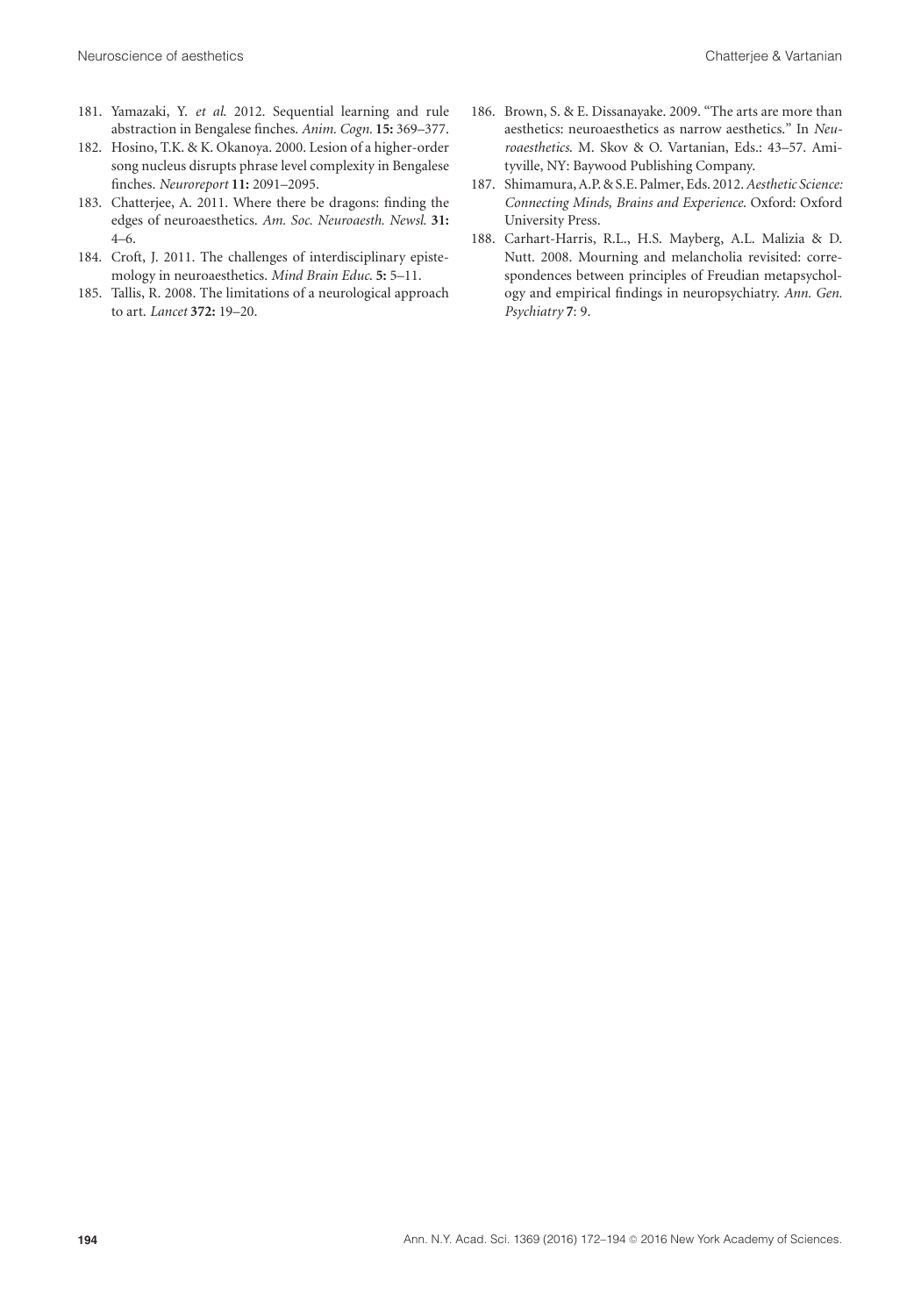181. Yamazaki, Y. *et al.* 2012. Sequential learning and rule abstraction in Bengalese finches. *Anim. Cogn.* **15:** 369–377.
182. Hosino, T.K. & K. Okanoya. 2000. Lesion of a higher-order song nucleus disrupts phrase level complexity in Bengalese finches. *Neuroreport* **11:** 2091–2095.
183. Chatterjee, A. 2011. Where there be dragons: finding the edges of neuroaesthetics. *Am. Soc. Neuroaesth. Newsl.* **31:** 4–6.
184. Croft, J. 2011. The challenges of interdisciplinary epistemology in neuroaesthetics. *Mind Brain Educ.* **5:** 5–11.
185. Tallis, R. 2008. The limitations of a neurological approach to art. *Lancet* **372:** 19–20.
186. Brown, S. & E. Dissanayake. 2009. "The arts are more than aesthetics: neuroaesthetics as narrow aesthetics." In *Neuroaesthetics.* M. Skov & O. Vartanian, Eds.: 43–57. Amityville, NY: Baywood Publishing Company.
187. Shimamura, A.P. & S.E. Palmer, Eds. 2012. *Aesthetic Science: Connecting Minds, Brains and Experience.* Oxford: Oxford University Press.
188. Carhart-Harris, R.L., H.S. Mayberg, A.L. Malizia & D. Nutt. 2008. Mourning and melancholia revisited: correspondences between principles of Freudian metapsychology and empirical findings in neuropsychiatry. *Ann. Gen. Psychiatry* **7**: 9.